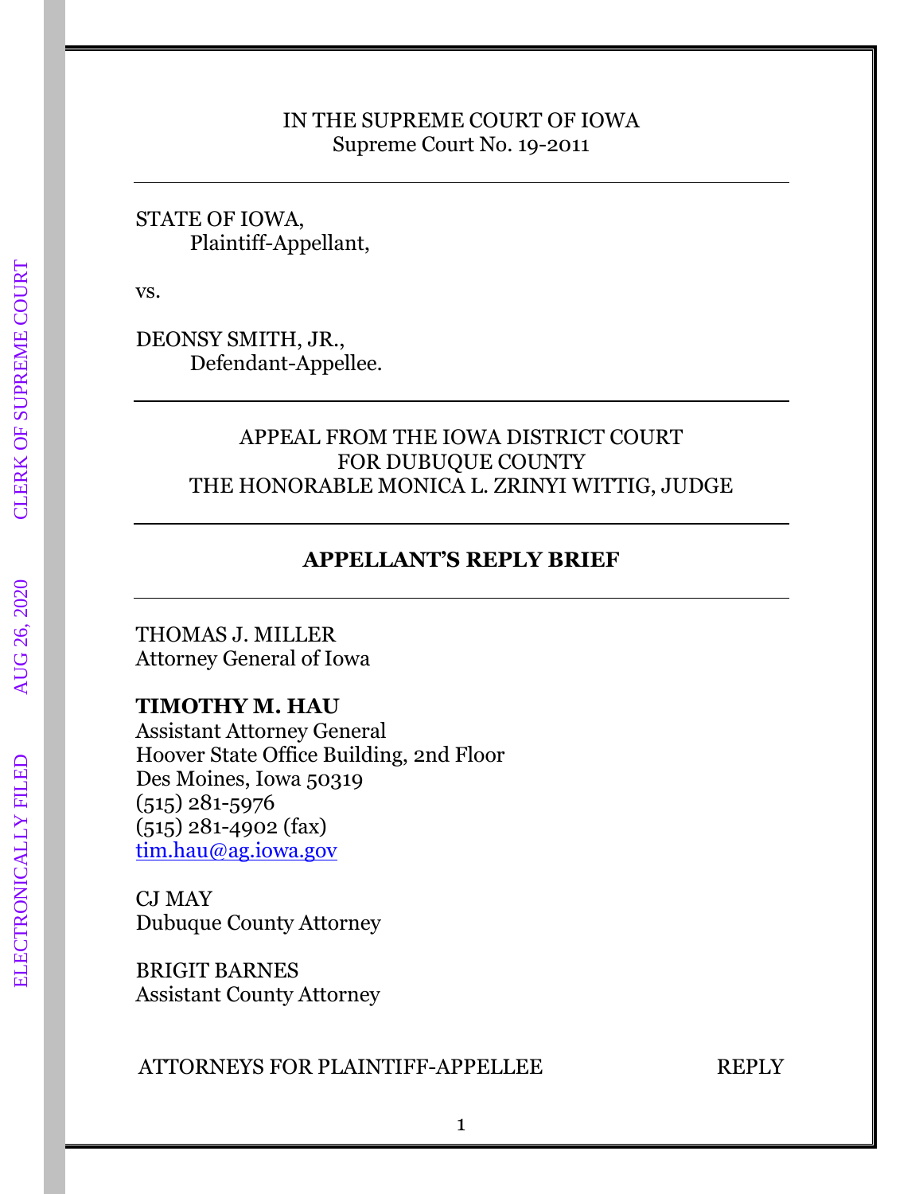IN THE SUPREME COURT OF IOWA
Supreme Court No. 19-2011

---

STATE OF IOWA,
Plaintiff-Appellant,

vs.

DEONSY SMITH, JR.,
Defendant-Appellee.

---

APPEAL FROM THE IOWA DISTRICT COURT
FOR DUBUQUE COUNTY
THE HONORABLE MONICA L. ZRINYI WITTIG, JUDGE

---

**APPELLANT'S REPLY BRIEF**

---

THOMAS J. MILLER
Attorney General of Iowa

**TIMOTHY M. HAU**
Assistant Attorney General
Hoover State Office Building, 2nd Floor
Des Moines, Iowa 50319
(515) 281-5976
(515) 281-4902 (fax)
tim.hau@ag.iowa.gov

CJ MAY
Dubuque County Attorney

BRIGIT BARNES
Assistant County Attorney

ATTORNEYS FOR PLAINTIFF-APPELLEE REPLY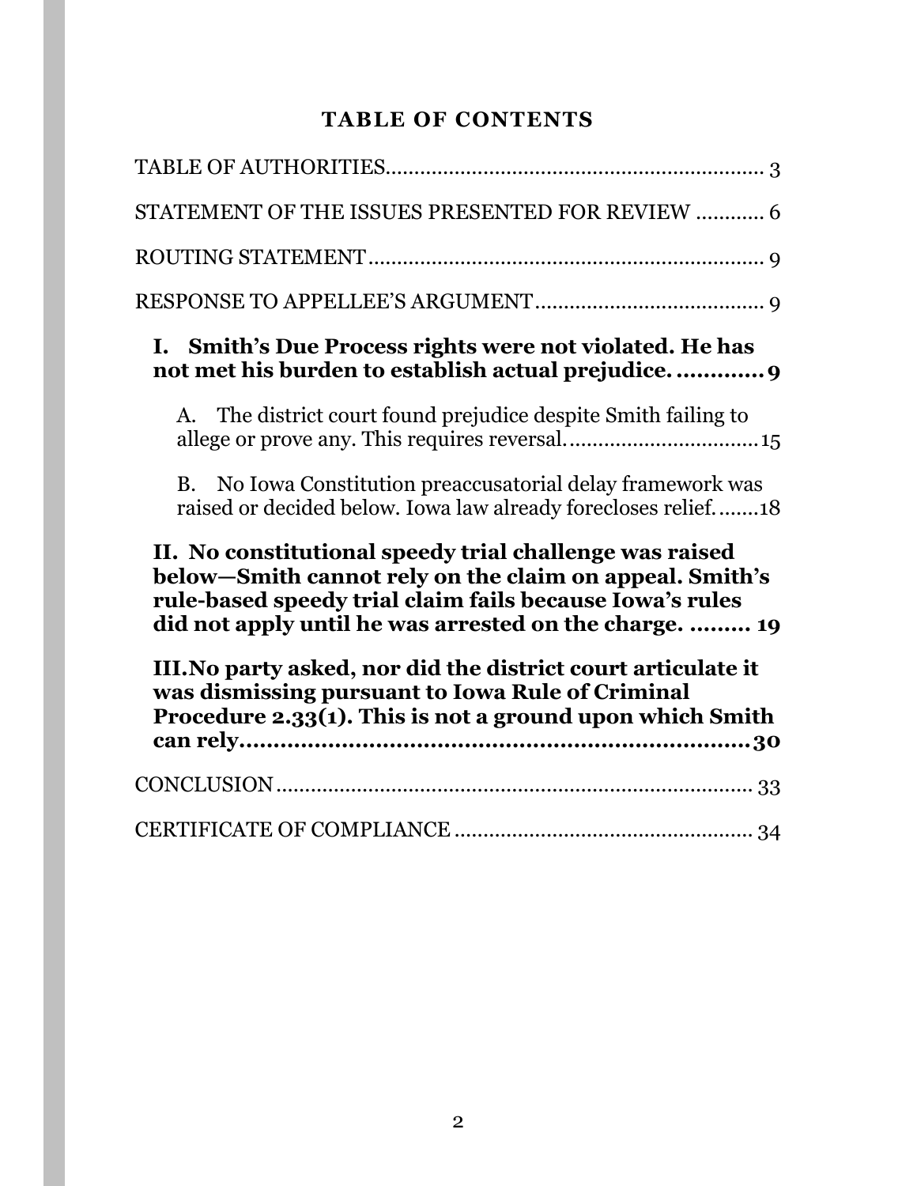# TABLE OF CONTENTS

TABLE OF AUTHORITIES........................................................................ 3

STATEMENT OF THE ISSUES PRESENTED FOR REVIEW ............ 6

ROUTING STATEMENT........................................................................ 9

RESPONSE TO APPELLEE'S ARGUMENT........................................ 9

**I. Smith's Due Process rights were not violated. He has not met his burden to establish actual prejudice. ............ 9**

A. The district court found prejudice despite Smith failing to allege or prove any. This requires reversal. .................................15

B. No Iowa Constitution preaccusatorial delay framework was raised or decided below. Iowa law already forecloses relief........18

**II. No constitutional speedy trial challenge was raised below—Smith cannot rely on the claim on appeal. Smith's rule-based speedy trial claim fails because Iowa's rules did not apply until he was arrested on the charge. ......... 19**

**III. No party asked, nor did the district court articulate it was dismissing pursuant to Iowa Rule of Criminal Procedure 2.33(1). This is not a ground upon which Smith can rely...........................................................................30**

CONCLUSION........................................................................................ 33

CERTIFICATE OF COMPLIANCE ........................................................ 34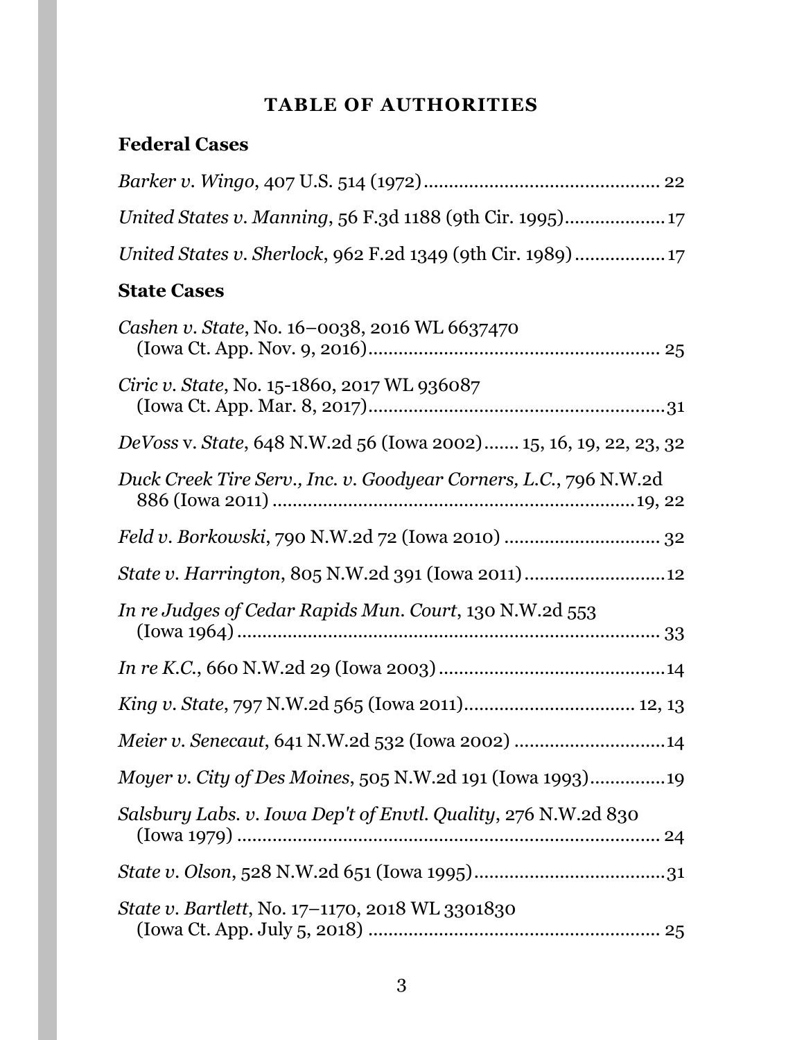# TABLE OF AUTHORITIES

## Federal Cases

*Barker v. Wingo*, 407 U.S. 514 (1972) .............................................. 22

*United States v. Manning*, 56 F.3d 1188 (9th Cir. 1995) ................... 17

*United States v. Sherlock*, 962 F.2d 1349 (9th Cir. 1989) ................. 17

## State Cases

*Cashen v. State*, No. 16–0038, 2016 WL 6637470 (Iowa Ct. App. Nov. 9, 2016) ......................................................... 25

*Ciric v. State*, No. 15-1860, 2017 WL 936087 (Iowa Ct. App. Mar. 8, 2017) ..........................................................31

*DeVoss* v. *State*, 648 N.W.2d 56 (Iowa 2002) ....... 15, 16, 19, 22, 23, 32

*Duck Creek Tire Serv., Inc. v. Goodyear Corners, L.C.*, 796 N.W.2d 886 (Iowa 2011) ......................................................................19, 22

*Feld v. Borkowski*, 790 N.W.2d 72 (Iowa 2010) ............................... 32

*State v. Harrington*, 805 N.W.2d 391 (Iowa 2011) ...........................12

*In re Judges of Cedar Rapids Mun. Court*, 130 N.W.2d 553 (Iowa 1964) .................................................................................... 33

*In re K.C.*, 660 N.W.2d 29 (Iowa 2003) ............................................14

*King v. State*, 797 N.W.2d 565 (Iowa 2011) ................................. 12, 13

*Meier v. Senecaut*, 641 N.W.2d 532 (Iowa 2002) .............................14

*Moyer v. City of Des Moines*, 505 N.W.2d 191 (Iowa 1993)..............19

*Salsbury Labs. v. Iowa Dep't of Envtl. Quality*, 276 N.W.2d 830 (Iowa 1979) .................................................................................... 24

*State v. Olson*, 528 N.W.2d 651 (Iowa 1995).......................................31

*State v. Bartlett*, No. 17–1170, 2018 WL 3301830 (Iowa Ct. App. July 5, 2018) ......................................................... 25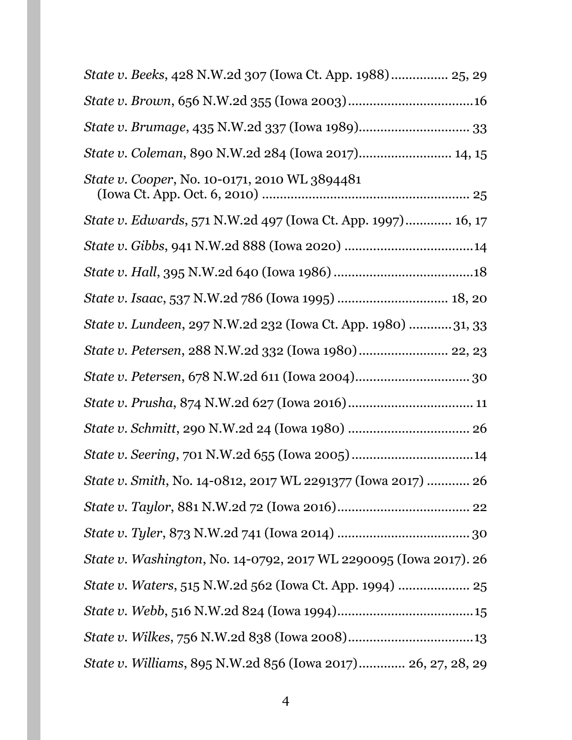*State v. Beeks*, 428 N.W.2d 307 (Iowa Ct. App. 1988)................ 25, 29

*State v. Brown*, 656 N.W.2d 355 (Iowa 2003)..................................16

*State v. Brumage*, 435 N.W.2d 337 (Iowa 1989).............................. 33

*State v. Coleman*, 890 N.W.2d 284 (Iowa 2017)......................... 14, 15

*State v. Cooper*, No. 10-0171, 2010 WL 3894481
(Iowa Ct. App. Oct. 6, 2010) .......................................................... 25

*State v. Edwards*, 571 N.W.2d 497 (Iowa Ct. App. 1997)............ 16, 17

*State v. Gibbs*, 941 N.W.2d 888 (Iowa 2020) ....................................14

*State v. Hall*, 395 N.W.2d 640 (Iowa 1986).......................................18

*State v. Isaac*, 537 N.W.2d 786 (Iowa 1995) .............................. 18, 20

*State v. Lundeen*, 297 N.W.2d 232 (Iowa Ct. App. 1980) ............31, 33

*State v. Petersen*, 288 N.W.2d 332 (Iowa 1980)........................ 22, 23

*State v. Petersen*, 678 N.W.2d 611 (Iowa 2004)................................ 30

*State v. Prusha*, 874 N.W.2d 627 (Iowa 2016)................................... 11

*State v. Schmitt*, 290 N.W.2d 24 (Iowa 1980) ................................. 26

*State v. Seering*, 701 N.W.2d 655 (Iowa 2005)..................................14

*State v. Smith*, No. 14-0812, 2017 WL 2291377 (Iowa 2017) ............ 26

*State v. Taylor*, 881 N.W.2d 72 (Iowa 2016)..................................... 22

*State v. Tyler*, 873 N.W.2d 741 (Iowa 2014) ..................................... 30

*State v. Washington*, No. 14-0792, 2017 WL 2290095 (Iowa 2017). 26

*State v. Waters*, 515 N.W.2d 562 (Iowa Ct. App. 1994) .................... 25

*State v. Webb*, 516 N.W.2d 824 (Iowa 1994)......................................15

*State v. Wilkes*, 756 N.W.2d 838 (Iowa 2008)...................................13

*State v. Williams*, 895 N.W.2d 856 (Iowa 2017)............ 26, 27, 28, 29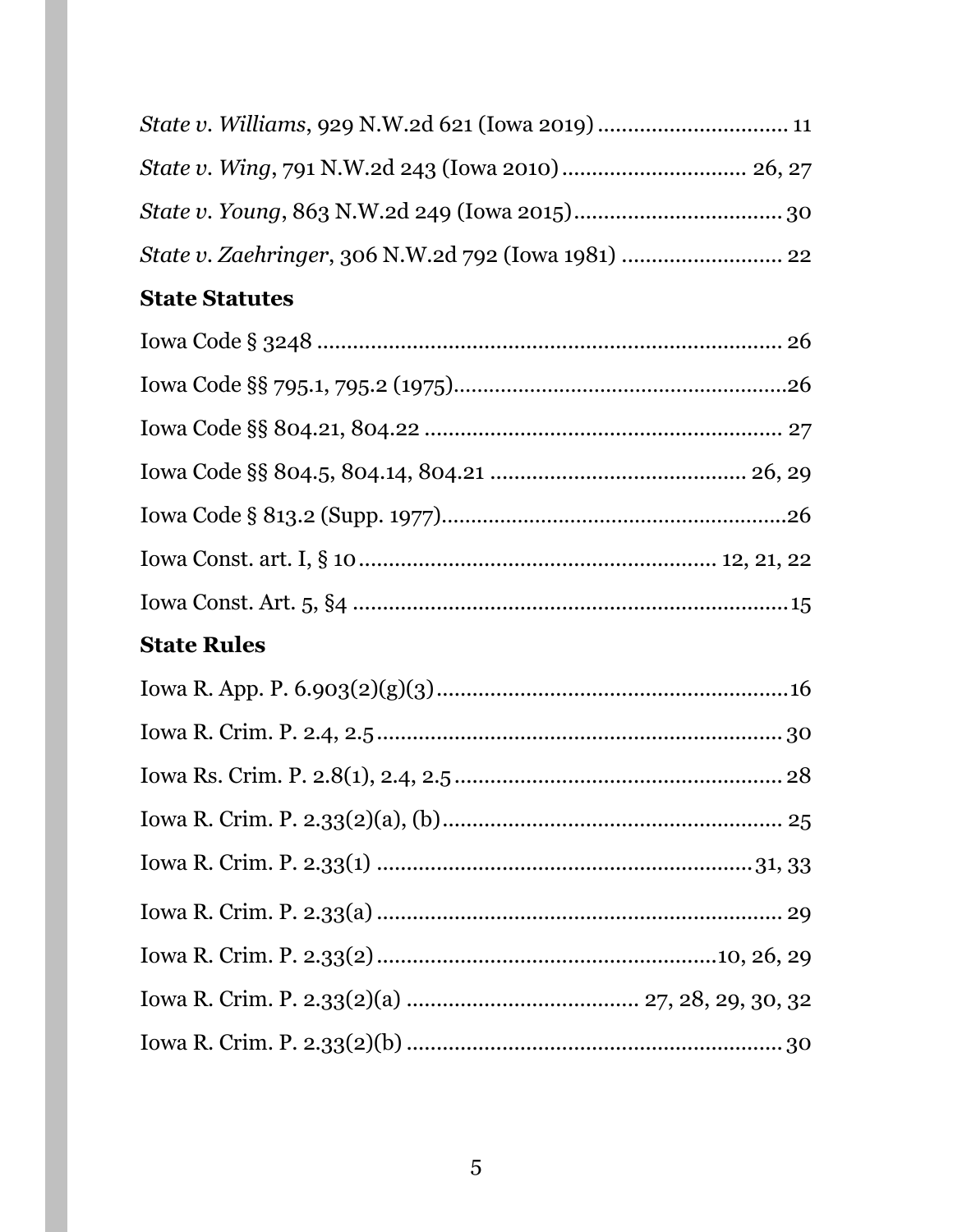*State v. Williams*, 929 N.W.2d 621 (Iowa 2019) ............................... 11

*State v. Wing*, 791 N.W.2d 243 (Iowa 2010) ............................... 26, 27

*State v. Young*, 863 N.W.2d 249 (Iowa 2015) .................................. 30

*State v. Zaehringer*, 306 N.W.2d 792 (Iowa 1981) .......................... 22

**State Statutes**

Iowa Code § 3248 ............................................................................ 26

Iowa Code §§ 795.1, 795.2 (1975) ........................................................ 26

Iowa Code §§ 804.21, 804.22 ............................................................ 27

Iowa Code §§ 804.5, 804.14, 804.21 .......................................... 26, 29

Iowa Code § 813.2 (Supp. 1977) ........................................................ 26

Iowa Const. art. I, § 10 ........................................................... 12, 21, 22

Iowa Const. Art. 5, §4 .......................................................................... 15

**State Rules**

Iowa R. App. P. 6.903(2)(g)(3) ............................................................ 16

Iowa R. Crim. P. 2.4, 2.5 ...................................................................... 30

Iowa Rs. Crim. P. 2.8(1), 2.4, 2.5 ....................................................... 28

Iowa R. Crim. P. 2.33(2)(a), (b) ............................................................ 25

Iowa R. Crim. P. 2.33(1) ................................................................ 31, 33

Iowa R. Crim. P. 2.33(a) ...................................................................... 29

Iowa R. Crim. P. 2.33(2) ........................................................ 10, 26, 29

Iowa R. Crim. P. 2.33(2)(a) ..................................... 27, 28, 29, 30, 32

Iowa R. Crim. P. 2.33(2)(b) ................................................................ 30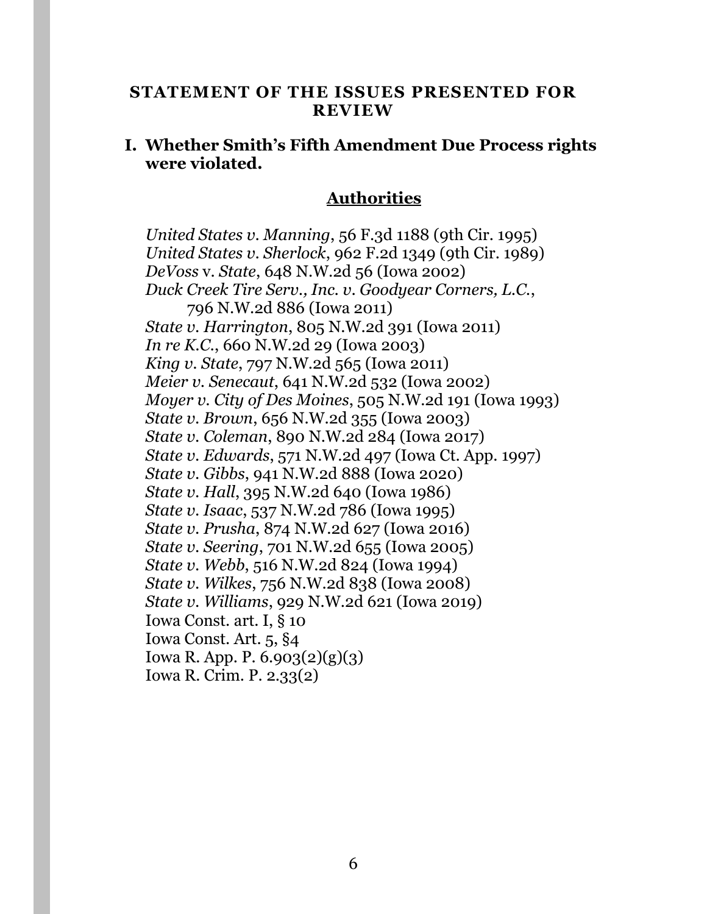## STATEMENT OF THE ISSUES PRESENTED FOR REVIEW

### I. Whether Smith's Fifth Amendment Due Process rights were violated.

**<u>Authorities</u>**

*United States v. Manning*, 56 F.3d 1188 (9th Cir. 1995)
*United States v. Sherlock*, 962 F.2d 1349 (9th Cir. 1989)
*DeVoss* v. *State*, 648 N.W.2d 56 (Iowa 2002)
*Duck Creek Tire Serv., Inc. v. Goodyear Corners, L.C.*, 796 N.W.2d 886 (Iowa 2011)
*State v. Harrington*, 805 N.W.2d 391 (Iowa 2011)
*In re K.C.*, 660 N.W.2d 29 (Iowa 2003)
*King v. State*, 797 N.W.2d 565 (Iowa 2011)
*Meier v. Senecaut*, 641 N.W.2d 532 (Iowa 2002)
*Moyer v. City of Des Moines*, 505 N.W.2d 191 (Iowa 1993)
*State v. Brown*, 656 N.W.2d 355 (Iowa 2003)
*State v. Coleman*, 890 N.W.2d 284 (Iowa 2017)
*State v. Edwards*, 571 N.W.2d 497 (Iowa Ct. App. 1997)
*State v. Gibbs*, 941 N.W.2d 888 (Iowa 2020)
*State v. Hall*, 395 N.W.2d 640 (Iowa 1986)
*State v. Isaac*, 537 N.W.2d 786 (Iowa 1995)
*State v. Prusha*, 874 N.W.2d 627 (Iowa 2016)
*State v. Seering*, 701 N.W.2d 655 (Iowa 2005)
*State v. Webb*, 516 N.W.2d 824 (Iowa 1994)
*State v. Wilkes*, 756 N.W.2d 838 (Iowa 2008)
*State v. Williams*, 929 N.W.2d 621 (Iowa 2019)
Iowa Const. art. I, § 10
Iowa Const. Art. 5, §4
Iowa R. App. P. 6.903(2)(g)(3)
Iowa R. Crim. P. 2.33(2)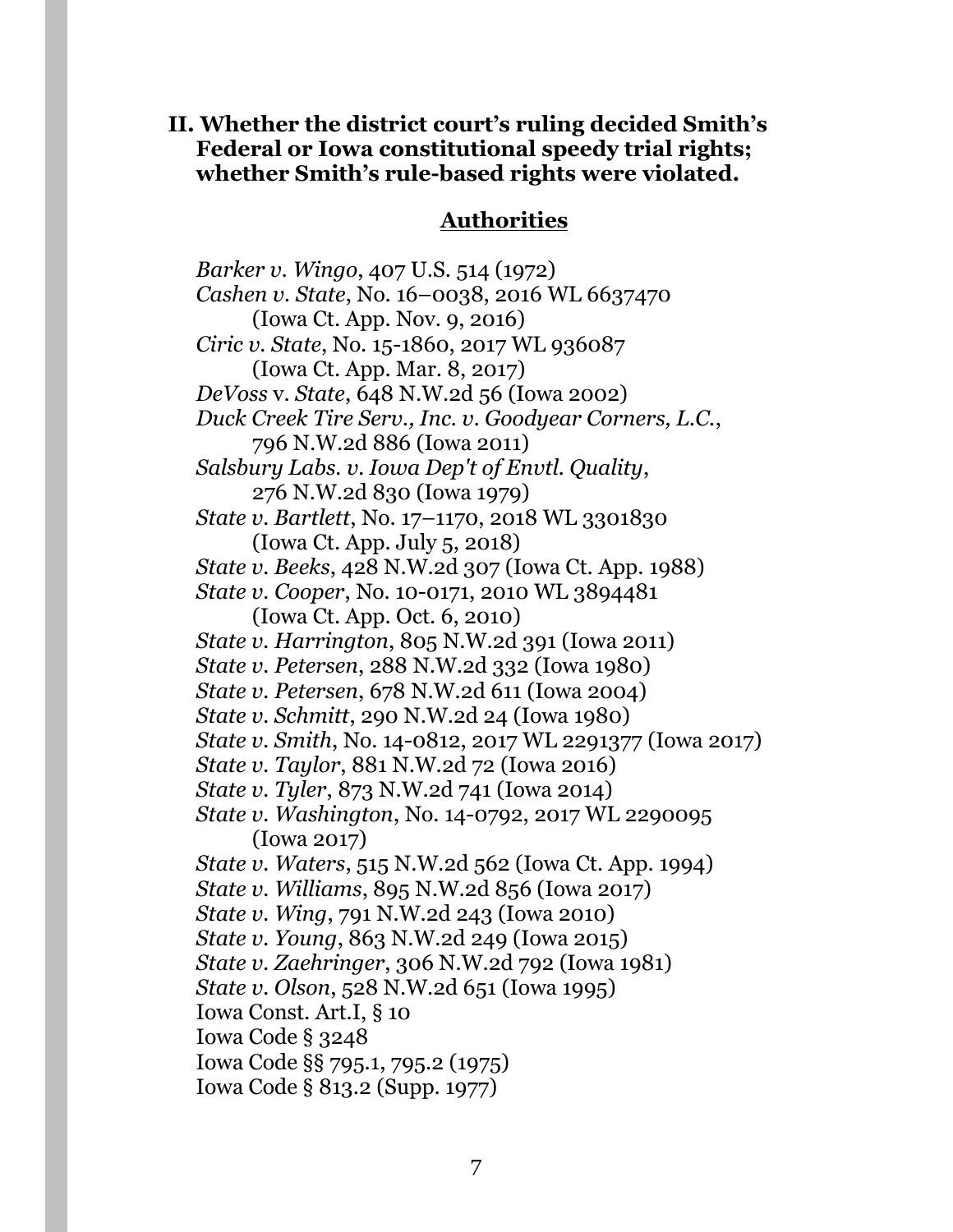**II. Whether the district court's ruling decided Smith's Federal or Iowa constitutional speedy trial rights; whether Smith's rule-based rights were violated.**

**Authorities**

*Barker v. Wingo*, 407 U.S. 514 (1972)
*Cashen v. State*, No. 16–0038, 2016 WL 6637470 (Iowa Ct. App. Nov. 9, 2016)
*Ciric v. State*, No. 15-1860, 2017 WL 936087 (Iowa Ct. App. Mar. 8, 2017)
*DeVoss* v. *State*, 648 N.W.2d 56 (Iowa 2002)
*Duck Creek Tire Serv., Inc. v. Goodyear Corners, L.C.*, 796 N.W.2d 886 (Iowa 2011)
*Salsbury Labs. v. Iowa Dep't of Envtl. Quality*, 276 N.W.2d 830 (Iowa 1979)
*State v. Bartlett*, No. 17–1170, 2018 WL 3301830 (Iowa Ct. App. July 5, 2018)
*State v. Beeks*, 428 N.W.2d 307 (Iowa Ct. App. 1988)
*State v. Cooper*, No. 10-0171, 2010 WL 3894481 (Iowa Ct. App. Oct. 6, 2010)
*State v. Harrington*, 805 N.W.2d 391 (Iowa 2011)
*State v. Petersen*, 288 N.W.2d 332 (Iowa 1980)
*State v. Petersen*, 678 N.W.2d 611 (Iowa 2004)
*State v. Schmitt*, 290 N.W.2d 24 (Iowa 1980)
*State v. Smith*, No. 14-0812, 2017 WL 2291377 (Iowa 2017)
*State v. Taylor*, 881 N.W.2d 72 (Iowa 2016)
*State v. Tyler*, 873 N.W.2d 741 (Iowa 2014)
*State v. Washington*, No. 14-0792, 2017 WL 2290095 (Iowa 2017)
*State v. Waters*, 515 N.W.2d 562 (Iowa Ct. App. 1994)
*State v. Williams*, 895 N.W.2d 856 (Iowa 2017)
*State v. Wing*, 791 N.W.2d 243 (Iowa 2010)
*State v. Young*, 863 N.W.2d 249 (Iowa 2015)
*State v. Zaehringer*, 306 N.W.2d 792 (Iowa 1981)
*State v. Olson*, 528 N.W.2d 651 (Iowa 1995)
Iowa Const. Art.I, § 10
Iowa Code § 3248
Iowa Code §§ 795.1, 795.2 (1975)
Iowa Code § 813.2 (Supp. 1977)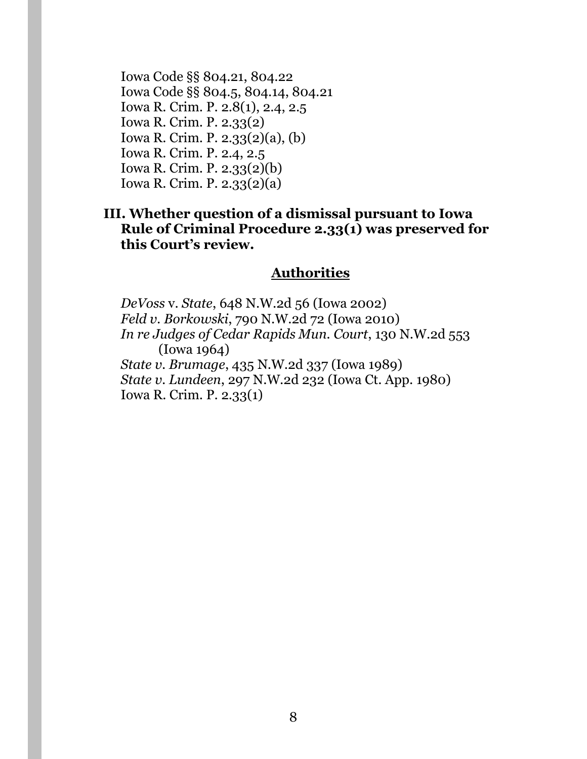Iowa Code §§ 804.21, 804.22
Iowa Code §§ 804.5, 804.14, 804.21
Iowa R. Crim. P. 2.8(1), 2.4, 2.5
Iowa R. Crim. P. 2.33(2)
Iowa R. Crim. P. 2.33(2)(a), (b)
Iowa R. Crim. P. 2.4, 2.5
Iowa R. Crim. P. 2.33(2)(b)
Iowa R. Crim. P. 2.33(2)(a)

**III. Whether question of a dismissal pursuant to Iowa Rule of Criminal Procedure 2.33(1) was preserved for this Court's review.**

**Authorities**

*DeVoss* v. *State*, 648 N.W.2d 56 (Iowa 2002)
*Feld v. Borkowski*, 790 N.W.2d 72 (Iowa 2010)
*In re Judges of Cedar Rapids Mun. Court*, 130 N.W.2d 553 (Iowa 1964)
*State v. Brumage*, 435 N.W.2d 337 (Iowa 1989)
*State v. Lundeen*, 297 N.W.2d 232 (Iowa Ct. App. 1980)
Iowa R. Crim. P. 2.33(1)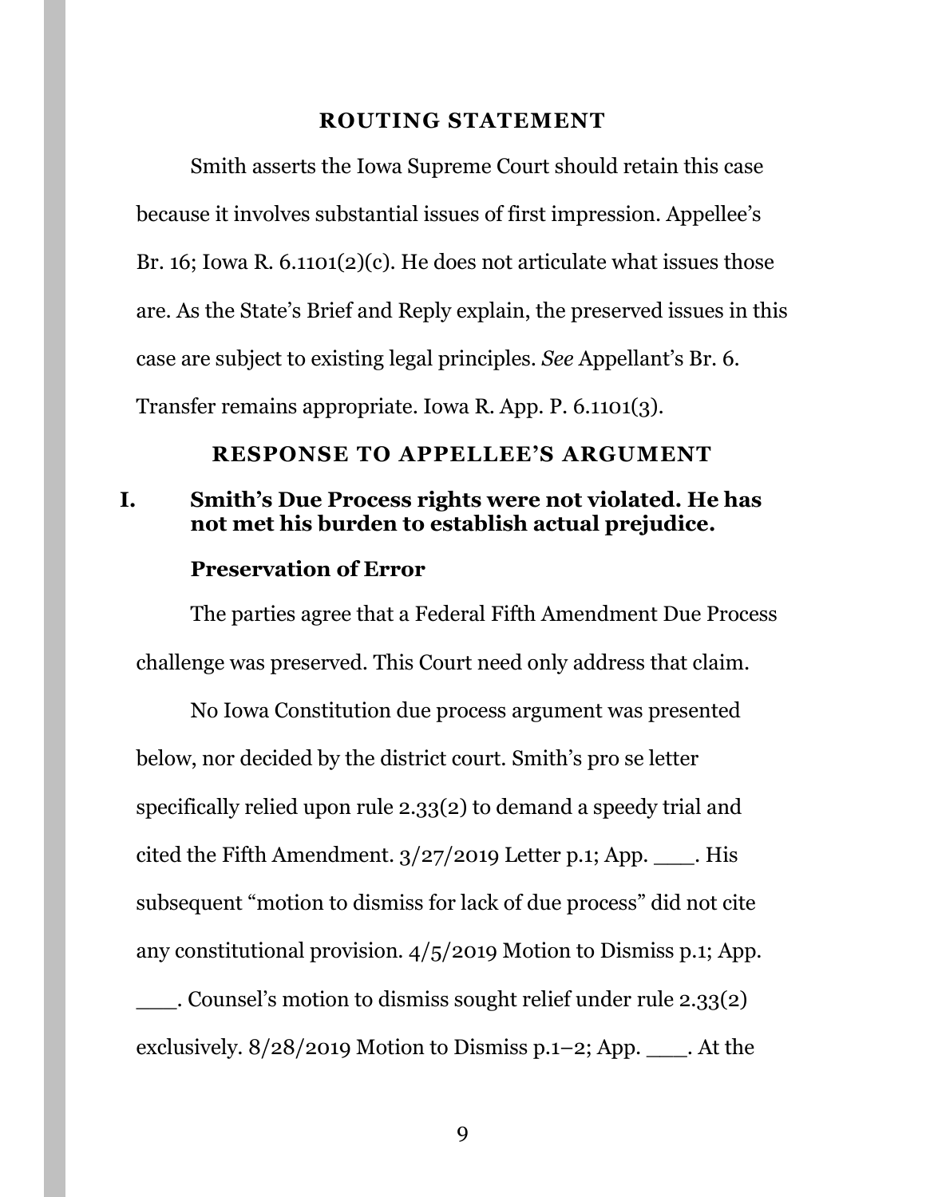## ROUTING STATEMENT

Smith asserts the Iowa Supreme Court should retain this case because it involves substantial issues of first impression. Appellee's Br. 16; Iowa R. 6.1101(2)(c). He does not articulate what issues those are. As the State's Brief and Reply explain, the preserved issues in this case are subject to existing legal principles. *See* Appellant's Br. 6. Transfer remains appropriate. Iowa R. App. P. 6.1101(3).

## RESPONSE TO APPELLEE'S ARGUMENT

### I. Smith's Due Process rights were not violated. He has not met his burden to establish actual prejudice.

**Preservation of Error**

The parties agree that a Federal Fifth Amendment Due Process challenge was preserved. This Court need only address that claim.

No Iowa Constitution due process argument was presented below, nor decided by the district court. Smith's pro se letter specifically relied upon rule 2.33(2) to demand a speedy trial and cited the Fifth Amendment. 3/27/2019 Letter p.1; App. ___. His subsequent "motion to dismiss for lack of due process" did not cite any constitutional provision. 4/5/2019 Motion to Dismiss p.1; App. ___. Counsel's motion to dismiss sought relief under rule 2.33(2) exclusively. 8/28/2019 Motion to Dismiss p.1–2; App. ___. At the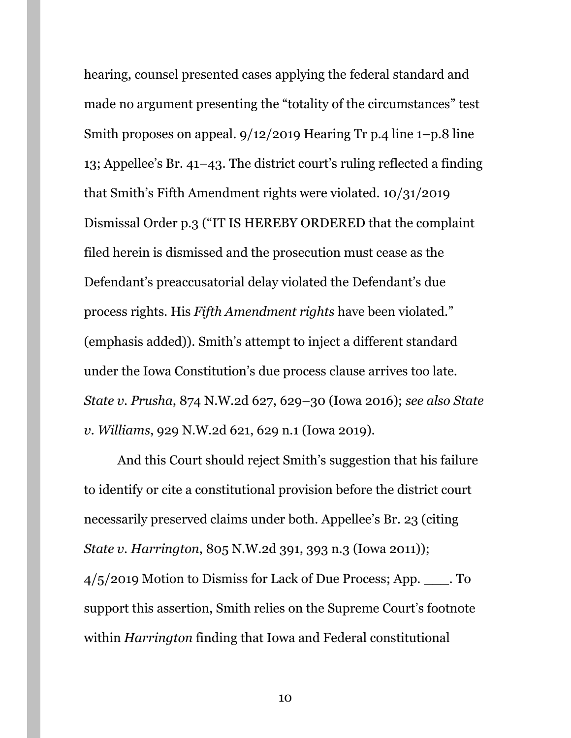hearing, counsel presented cases applying the federal standard and made no argument presenting the "totality of the circumstances" test Smith proposes on appeal. 9/12/2019 Hearing Tr p.4 line 1–p.8 line 13; Appellee's Br. 41–43. The district court's ruling reflected a finding that Smith's Fifth Amendment rights were violated. 10/31/2019 Dismissal Order p.3 ("IT IS HEREBY ORDERED that the complaint filed herein is dismissed and the prosecution must cease as the Defendant's preaccusatorial delay violated the Defendant's due process rights. His *Fifth Amendment rights* have been violated." (emphasis added)). Smith's attempt to inject a different standard under the Iowa Constitution's due process clause arrives too late. *State v. Prusha*, 874 N.W.2d 627, 629–30 (Iowa 2016); *see also State v. Williams*, 929 N.W.2d 621, 629 n.1 (Iowa 2019).

And this Court should reject Smith's suggestion that his failure to identify or cite a constitutional provision before the district court necessarily preserved claims under both. Appellee's Br. 23 (citing *State v. Harrington*, 805 N.W.2d 391, 393 n.3 (Iowa 2011)); 4/5/2019 Motion to Dismiss for Lack of Due Process; App. ___. To support this assertion, Smith relies on the Supreme Court's footnote within *Harrington* finding that Iowa and Federal constitutional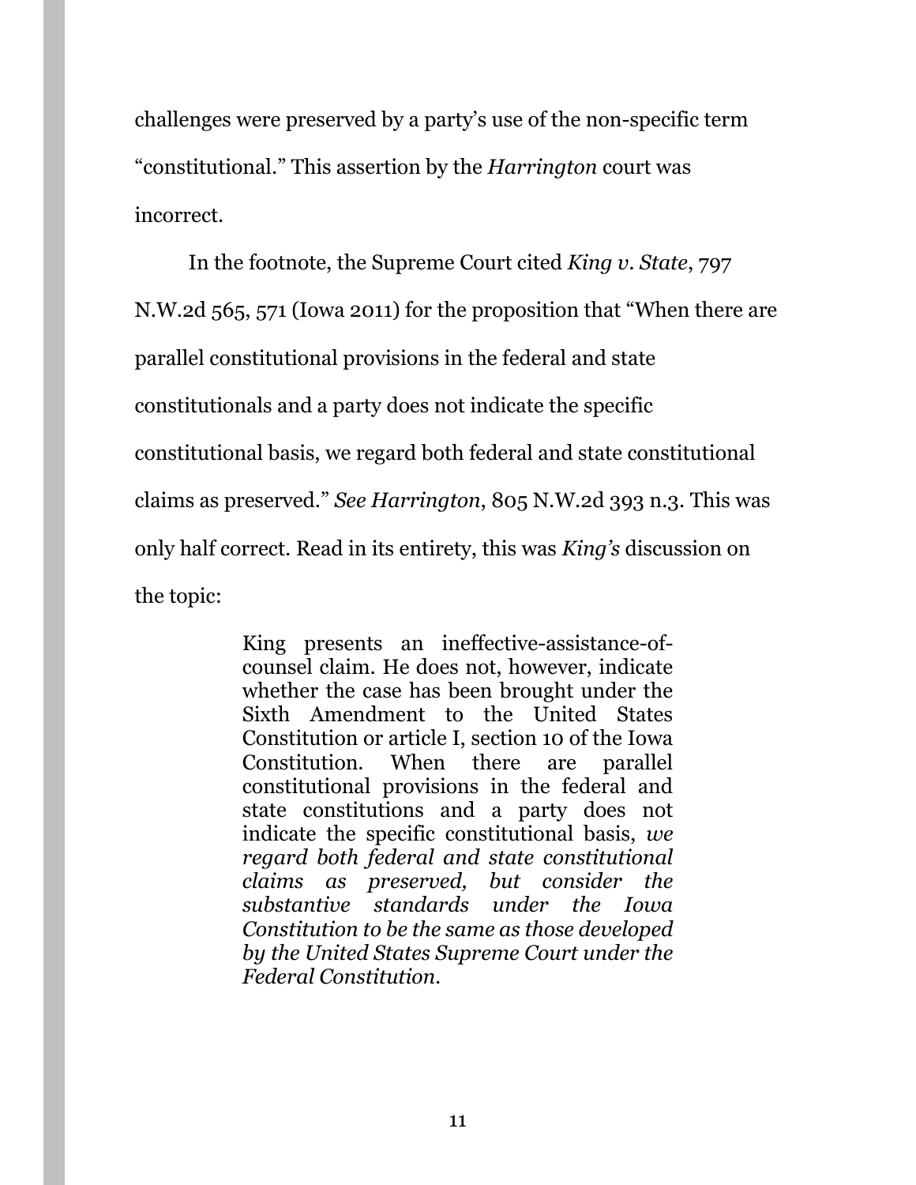challenges were preserved by a party's use of the non-specific term "constitutional." This assertion by the *Harrington* court was incorrect.

In the footnote, the Supreme Court cited *King v. State*, 797 N.W.2d 565, 571 (Iowa 2011) for the proposition that "When there are parallel constitutional provisions in the federal and state constitutionals and a party does not indicate the specific constitutional basis, we regard both federal and state constitutional claims as preserved." *See Harrington*, 805 N.W.2d 393 n.3. This was only half correct. Read in its entirety, this was *King's* discussion on the topic:

> King presents an ineffective-assistance-of-counsel claim. He does not, however, indicate whether the case has been brought under the Sixth Amendment to the United States Constitution or article I, section 10 of the Iowa Constitution. When there are parallel constitutional provisions in the federal and state constitutions and a party does not indicate the specific constitutional basis, *we regard both federal and state constitutional claims as preserved, but consider the substantive standards under the Iowa Constitution to be the same as those developed by the United States Supreme Court under the Federal Constitution.*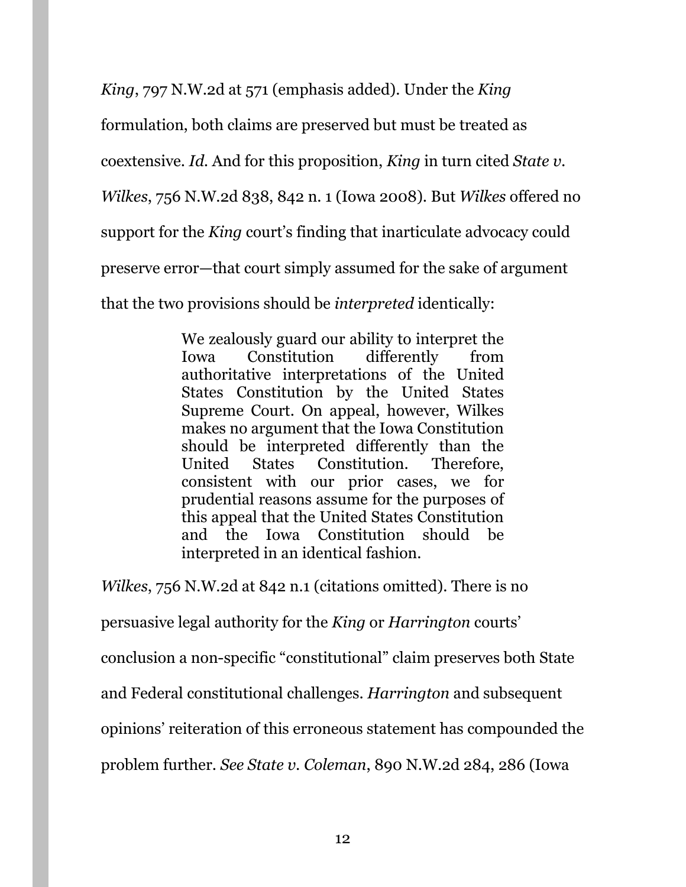*King*, 797 N.W.2d at 571 (emphasis added). Under the *King* formulation, both claims are preserved but must be treated as coextensive. *Id.* And for this proposition, *King* in turn cited *State v. Wilkes*, 756 N.W.2d 838, 842 n. 1 (Iowa 2008). But *Wilkes* offered no support for the *King* court's finding that inarticulate advocacy could preserve error—that court simply assumed for the sake of argument that the two provisions should be *interpreted* identically:

> We zealously guard our ability to interpret the Iowa Constitution differently from authoritative interpretations of the United States Constitution by the United States Supreme Court. On appeal, however, Wilkes makes no argument that the Iowa Constitution should be interpreted differently than the United States Constitution. Therefore, consistent with our prior cases, we for prudential reasons assume for the purposes of this appeal that the United States Constitution and the Iowa Constitution should be interpreted in an identical fashion.

*Wilkes*, 756 N.W.2d at 842 n.1 (citations omitted). There is no persuasive legal authority for the *King* or *Harrington* courts' conclusion a non-specific "constitutional" claim preserves both State and Federal constitutional challenges. *Harrington* and subsequent opinions' reiteration of this erroneous statement has compounded the problem further. *See State v. Coleman*, 890 N.W.2d 284, 286 (Iowa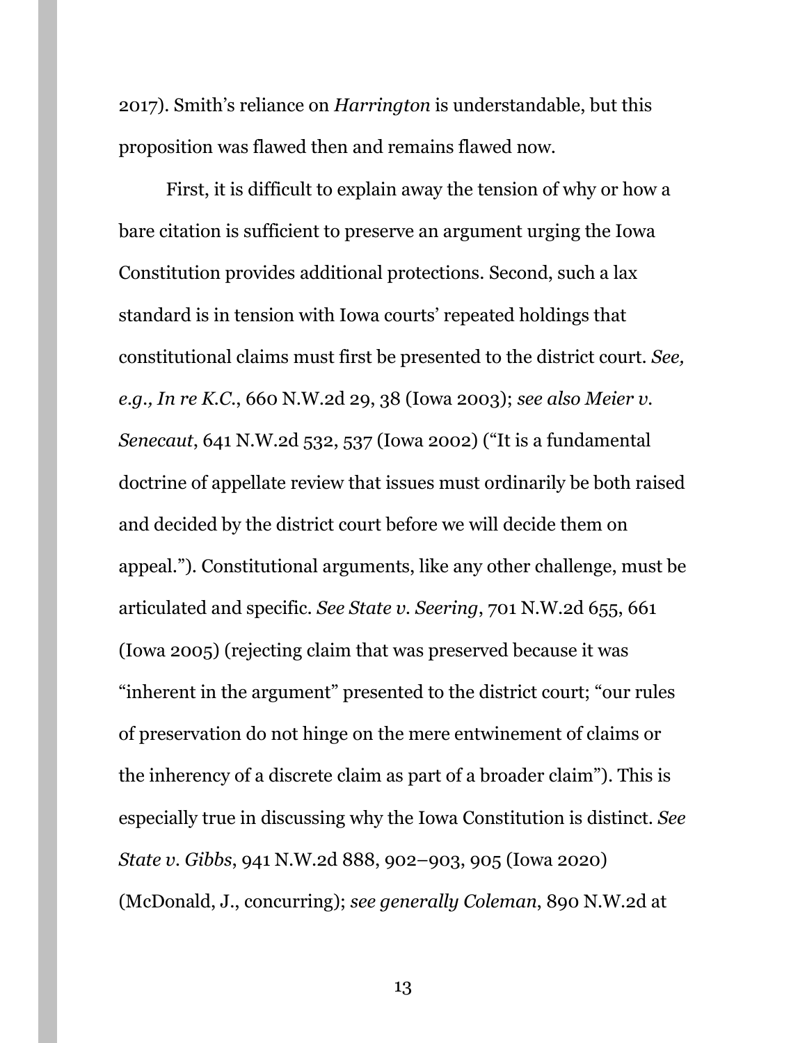2017). Smith's reliance on *Harrington* is understandable, but this proposition was flawed then and remains flawed now.

First, it is difficult to explain away the tension of why or how a bare citation is sufficient to preserve an argument urging the Iowa Constitution provides additional protections. Second, such a lax standard is in tension with Iowa courts' repeated holdings that constitutional claims must first be presented to the district court. *See, e.g., In re K.C.*, 660 N.W.2d 29, 38 (Iowa 2003); *see also Meier v. Senecaut*, 641 N.W.2d 532, 537 (Iowa 2002) ("It is a fundamental doctrine of appellate review that issues must ordinarily be both raised and decided by the district court before we will decide them on appeal."). Constitutional arguments, like any other challenge, must be articulated and specific. *See State v. Seering*, 701 N.W.2d 655, 661 (Iowa 2005) (rejecting claim that was preserved because it was "inherent in the argument" presented to the district court; "our rules of preservation do not hinge on the mere entwinement of claims or the inherency of a discrete claim as part of a broader claim"). This is especially true in discussing why the Iowa Constitution is distinct. *See State v. Gibbs*, 941 N.W.2d 888, 902–903, 905 (Iowa 2020) (McDonald, J., concurring); *see generally Coleman*, 890 N.W.2d at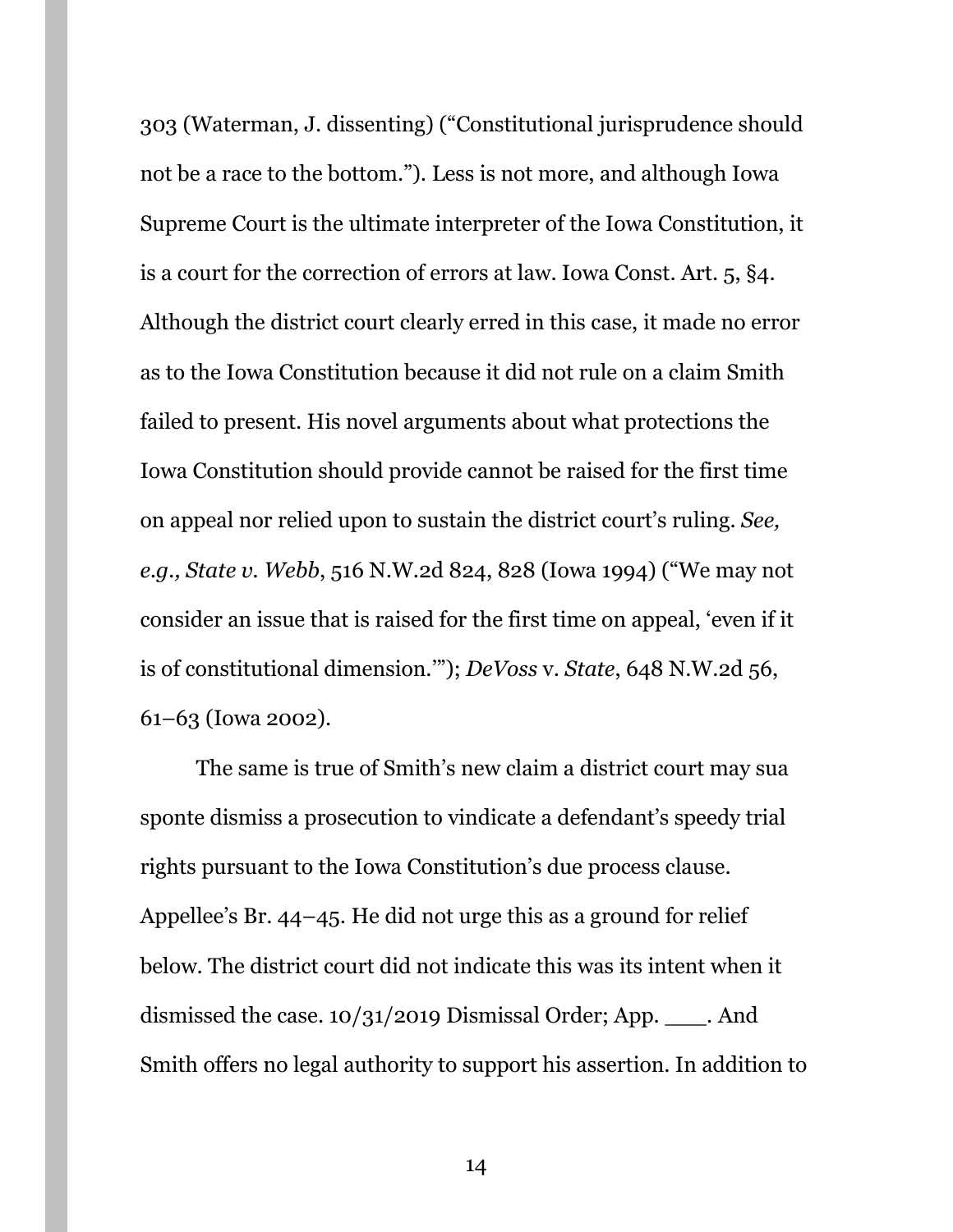303 (Waterman, J. dissenting) (“Constitutional jurisprudence should not be a race to the bottom.”). Less is not more, and although Iowa Supreme Court is the ultimate interpreter of the Iowa Constitution, it is a court for the correction of errors at law. Iowa Const. Art. 5, §4. Although the district court clearly erred in this case, it made no error as to the Iowa Constitution because it did not rule on a claim Smith failed to present. His novel arguments about what protections the Iowa Constitution should provide cannot be raised for the first time on appeal nor relied upon to sustain the district court’s ruling. *See, e.g., State v. Webb*, 516 N.W.2d 824, 828 (Iowa 1994) (“We may not consider an issue that is raised for the first time on appeal, ‘even if it is of constitutional dimension.’”); *DeVoss* v. *State*, 648 N.W.2d 56, 61–63 (Iowa 2002).

The same is true of Smith’s new claim a district court may sua sponte dismiss a prosecution to vindicate a defendant’s speedy trial rights pursuant to the Iowa Constitution’s due process clause. Appellee’s Br. 44–45. He did not urge this as a ground for relief below. The district court did not indicate this was its intent when it dismissed the case. 10/31/2019 Dismissal Order; App. ___. And Smith offers no legal authority to support his assertion. In addition to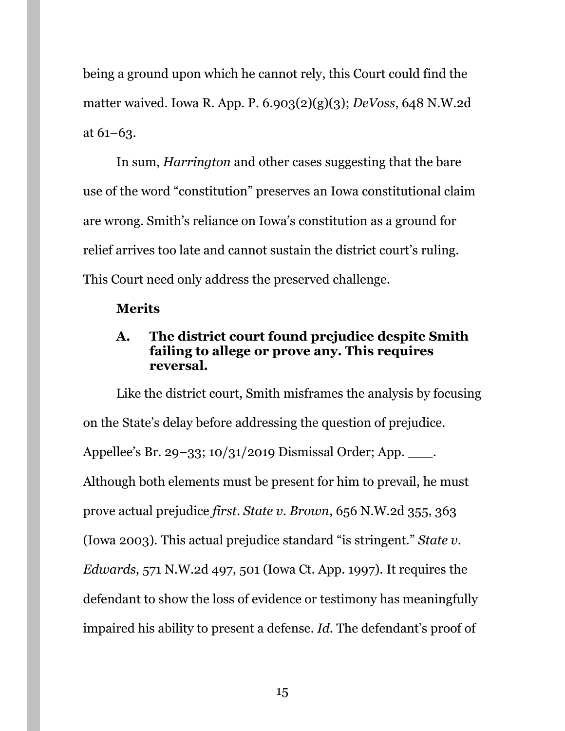being a ground upon which he cannot rely, this Court could find the matter waived. Iowa R. App. P. 6.903(2)(g)(3); *DeVoss*, 648 N.W.2d at 61–63.

In sum, *Harrington* and other cases suggesting that the bare use of the word "constitution" preserves an Iowa constitutional claim are wrong. Smith's reliance on Iowa's constitution as a ground for relief arrives too late and cannot sustain the district court's ruling. This Court need only address the preserved challenge.

**Merits**

**A. The district court found prejudice despite Smith failing to allege or prove any. This requires reversal.**

Like the district court, Smith misframes the analysis by focusing on the State's delay before addressing the question of prejudice. Appellee's Br. 29–33; 10/31/2019 Dismissal Order; App. ___. Although both elements must be present for him to prevail, he must prove actual prejudice *first*. *State v. Brown*, 656 N.W.2d 355, 363 (Iowa 2003). This actual prejudice standard "is stringent." *State v. Edwards*, 571 N.W.2d 497, 501 (Iowa Ct. App. 1997). It requires the defendant to show the loss of evidence or testimony has meaningfully impaired his ability to present a defense. *Id.* The defendant's proof of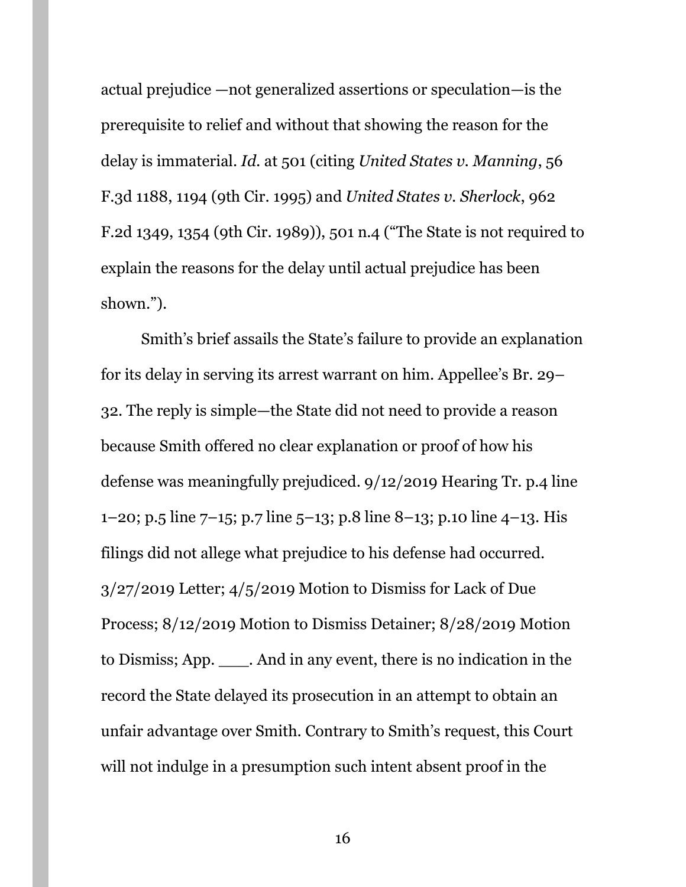actual prejudice —not generalized assertions or speculation—is the prerequisite to relief and without that showing the reason for the delay is immaterial. *Id.* at 501 (citing *United States v. Manning*, 56 F.3d 1188, 1194 (9th Cir. 1995) and *United States v. Sherlock*, 962 F.2d 1349, 1354 (9th Cir. 1989)), 501 n.4 ("The State is not required to explain the reasons for the delay until actual prejudice has been shown.").

Smith's brief assails the State's failure to provide an explanation for its delay in serving its arrest warrant on him. Appellee's Br. 29–32. The reply is simple—the State did not need to provide a reason because Smith offered no clear explanation or proof of how his defense was meaningfully prejudiced. 9/12/2019 Hearing Tr. p.4 line 1–20; p.5 line 7–15; p.7 line 5–13; p.8 line 8–13; p.10 line 4–13. His filings did not allege what prejudice to his defense had occurred. 3/27/2019 Letter; 4/5/2019 Motion to Dismiss for Lack of Due Process; 8/12/2019 Motion to Dismiss Detainer; 8/28/2019 Motion to Dismiss; App. ___. And in any event, there is no indication in the record the State delayed its prosecution in an attempt to obtain an unfair advantage over Smith. Contrary to Smith's request, this Court will not indulge in a presumption such intent absent proof in the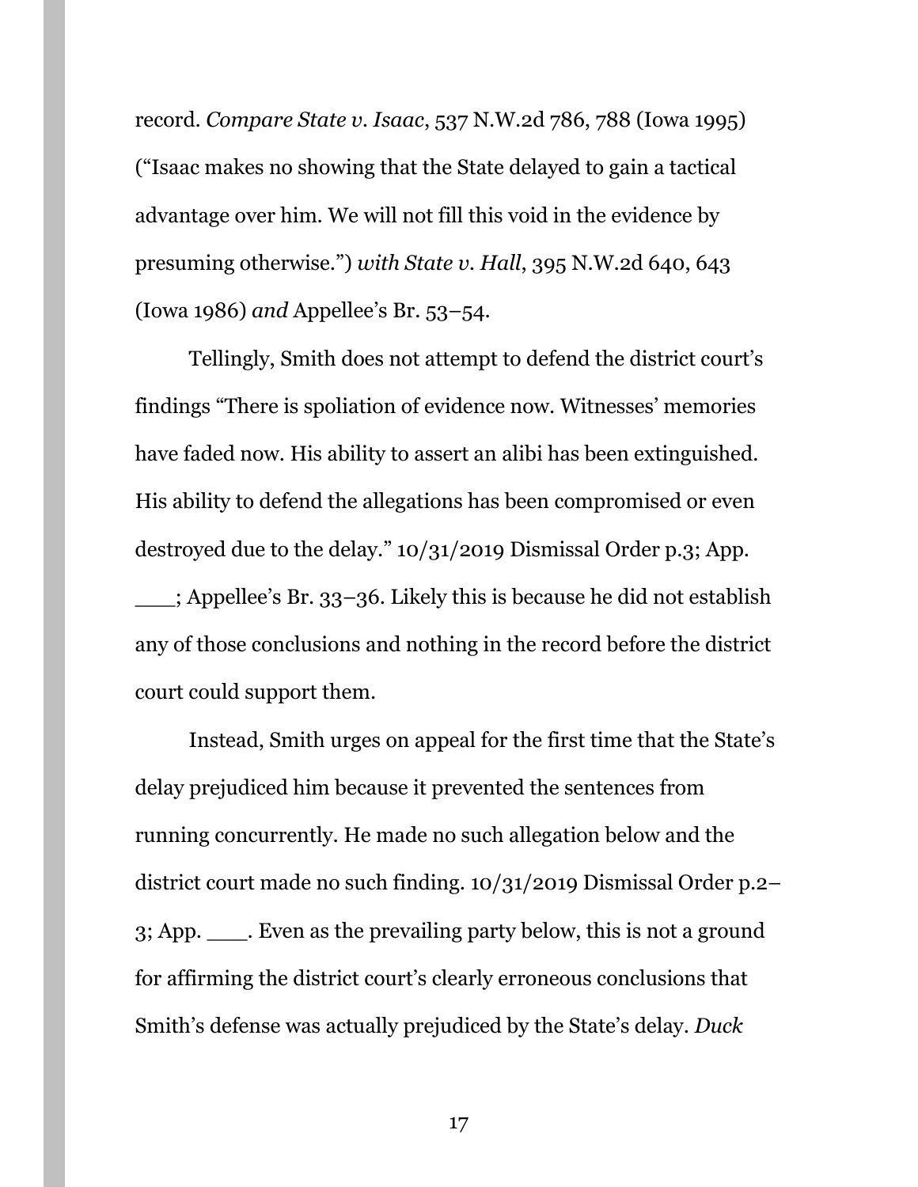record. *Compare State v. Isaac*, 537 N.W.2d 786, 788 (Iowa 1995) ("Isaac makes no showing that the State delayed to gain a tactical advantage over him. We will not fill this void in the evidence by presuming otherwise.") *with State v. Hall*, 395 N.W.2d 640, 643 (Iowa 1986) *and* Appellee's Br. 53–54.

Tellingly, Smith does not attempt to defend the district court's findings "There is spoliation of evidence now. Witnesses' memories have faded now. His ability to assert an alibi has been extinguished. His ability to defend the allegations has been compromised or even destroyed due to the delay." 10/31/2019 Dismissal Order p.3; App. ___; Appellee's Br. 33–36. Likely this is because he did not establish any of those conclusions and nothing in the record before the district court could support them.

Instead, Smith urges on appeal for the first time that the State's delay prejudiced him because it prevented the sentences from running concurrently. He made no such allegation below and the district court made no such finding. 10/31/2019 Dismissal Order p.2–3; App. ___. Even as the prevailing party below, this is not a ground for affirming the district court's clearly erroneous conclusions that Smith's defense was actually prejudiced by the State's delay. *Duck*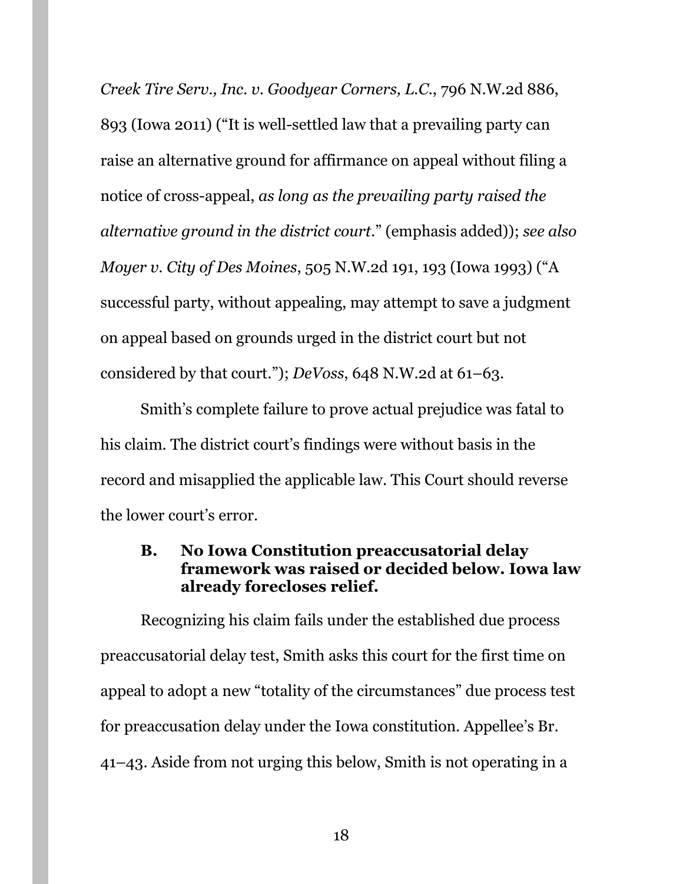*Creek Tire Serv., Inc. v. Goodyear Corners, L.C.*, 796 N.W.2d 886, 893 (Iowa 2011) ("It is well-settled law that a prevailing party can raise an alternative ground for affirmance on appeal without filing a notice of cross-appeal, *as long as the prevailing party raised the alternative ground in the district court*." (emphasis added)); *see also Moyer v. City of Des Moines*, 505 N.W.2d 191, 193 (Iowa 1993) ("A successful party, without appealing, may attempt to save a judgment on appeal based on grounds urged in the district court but not considered by that court."); *DeVoss*, 648 N.W.2d at 61–63.

Smith's complete failure to prove actual prejudice was fatal to his claim. The district court's findings were without basis in the record and misapplied the applicable law. This Court should reverse the lower court's error.

### B. No Iowa Constitution preaccusatorial delay framework was raised or decided below. Iowa law already forecloses relief.

Recognizing his claim fails under the established due process preaccusatorial delay test, Smith asks this court for the first time on appeal to adopt a new "totality of the circumstances" due process test for preaccusation delay under the Iowa constitution. Appellee's Br. 41–43. Aside from not urging this below, Smith is not operating in a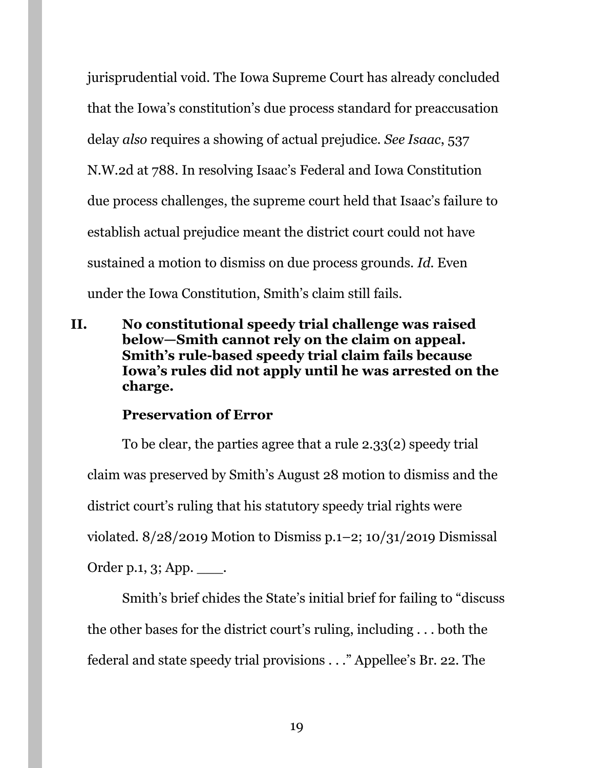jurisprudential void. The Iowa Supreme Court has already concluded that the Iowa's constitution's due process standard for preaccusation delay *also* requires a showing of actual prejudice. *See Isaac*, 537 N.W.2d at 788. In resolving Isaac's Federal and Iowa Constitution due process challenges, the supreme court held that Isaac's failure to establish actual prejudice meant the district court could not have sustained a motion to dismiss on due process grounds. *Id.* Even under the Iowa Constitution, Smith's claim still fails.

## II. No constitutional speedy trial challenge was raised below—Smith cannot rely on the claim on appeal. Smith's rule-based speedy trial claim fails because Iowa's rules did not apply until he was arrested on the charge.

### Preservation of Error

To be clear, the parties agree that a rule 2.33(2) speedy trial claim was preserved by Smith's August 28 motion to dismiss and the district court's ruling that his statutory speedy trial rights were violated. 8/28/2019 Motion to Dismiss p.1–2; 10/31/2019 Dismissal Order p.1, 3; App. ___.

Smith's brief chides the State's initial brief for failing to "discuss the other bases for the district court's ruling, including . . . both the federal and state speedy trial provisions . . ." Appellee's Br. 22. The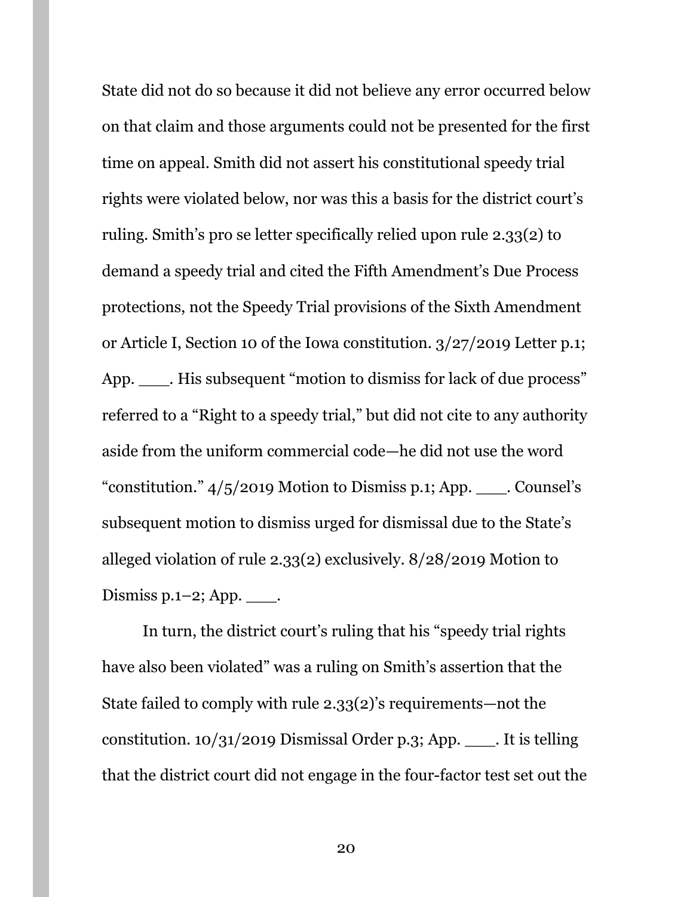State did not do so because it did not believe any error occurred below on that claim and those arguments could not be presented for the first time on appeal. Smith did not assert his constitutional speedy trial rights were violated below, nor was this a basis for the district court's ruling. Smith's pro se letter specifically relied upon rule 2.33(2) to demand a speedy trial and cited the Fifth Amendment's Due Process protections, not the Speedy Trial provisions of the Sixth Amendment or Article I, Section 10 of the Iowa constitution. 3/27/2019 Letter p.1; App. ___. His subsequent "motion to dismiss for lack of due process" referred to a "Right to a speedy trial," but did not cite to any authority aside from the uniform commercial code—he did not use the word "constitution." 4/5/2019 Motion to Dismiss p.1; App. ___. Counsel's subsequent motion to dismiss urged for dismissal due to the State's alleged violation of rule 2.33(2) exclusively. 8/28/2019 Motion to Dismiss p.1–2; App. ___.

In turn, the district court's ruling that his "speedy trial rights have also been violated" was a ruling on Smith's assertion that the State failed to comply with rule 2.33(2)'s requirements—not the constitution. 10/31/2019 Dismissal Order p.3; App. ___. It is telling that the district court did not engage in the four-factor test set out the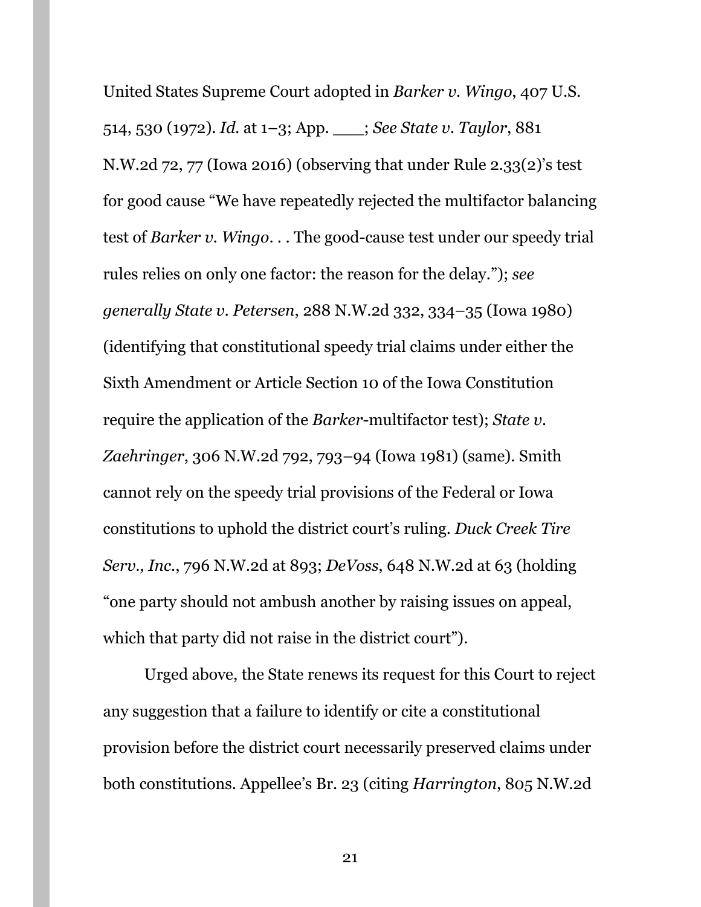United States Supreme Court adopted in *Barker v. Wingo*, 407 U.S. 514, 530 (1972). *Id.* at 1–3; App. ___; *See State v. Taylor*, 881 N.W.2d 72, 77 (Iowa 2016) (observing that under Rule 2.33(2)'s test for good cause "We have repeatedly rejected the multifactor balancing test of *Barker v. Wingo*. . . The good-cause test under our speedy trial rules relies on only one factor: the reason for the delay."); *see generally State v. Petersen*, 288 N.W.2d 332, 334–35 (Iowa 1980) (identifying that constitutional speedy trial claims under either the Sixth Amendment or Article Section 10 of the Iowa Constitution require the application of the *Barker*-multifactor test); *State v. Zaehringer*, 306 N.W.2d 792, 793–94 (Iowa 1981) (same). Smith cannot rely on the speedy trial provisions of the Federal or Iowa constitutions to uphold the district court's ruling. *Duck Creek Tire Serv., Inc.*, 796 N.W.2d at 893; *DeVoss*, 648 N.W.2d at 63 (holding "one party should not ambush another by raising issues on appeal, which that party did not raise in the district court").

Urged above, the State renews its request for this Court to reject any suggestion that a failure to identify or cite a constitutional provision before the district court necessarily preserved claims under both constitutions. Appellee's Br. 23 (citing *Harrington*, 805 N.W.2d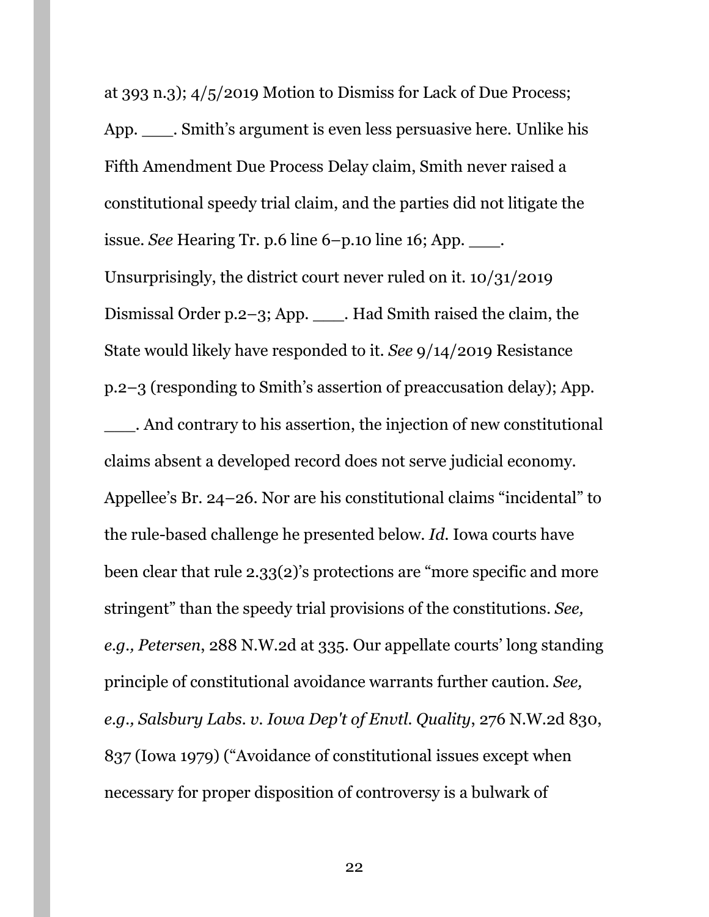at 393 n.3); 4/5/2019 Motion to Dismiss for Lack of Due Process; App. ___. Smith's argument is even less persuasive here. Unlike his Fifth Amendment Due Process Delay claim, Smith never raised a constitutional speedy trial claim, and the parties did not litigate the issue. *See* Hearing Tr. p.6 line 6–p.10 line 16; App. ___. Unsurprisingly, the district court never ruled on it. 10/31/2019 Dismissal Order p.2–3; App. ___. Had Smith raised the claim, the State would likely have responded to it. *See* 9/14/2019 Resistance p.2–3 (responding to Smith's assertion of preaccusation delay); App. ___. And contrary to his assertion, the injection of new constitutional claims absent a developed record does not serve judicial economy. Appellee's Br. 24–26. Nor are his constitutional claims "incidental" to the rule-based challenge he presented below. *Id.* Iowa courts have been clear that rule 2.33(2)'s protections are "more specific and more stringent" than the speedy trial provisions of the constitutions. *See, e.g., Petersen*, 288 N.W.2d at 335. Our appellate courts' long standing principle of constitutional avoidance warrants further caution. *See, e.g., Salsbury Labs. v. Iowa Dep't of Envtl. Quality*, 276 N.W.2d 830, 837 (Iowa 1979) ("Avoidance of constitutional issues except when necessary for proper disposition of controversy is a bulwark of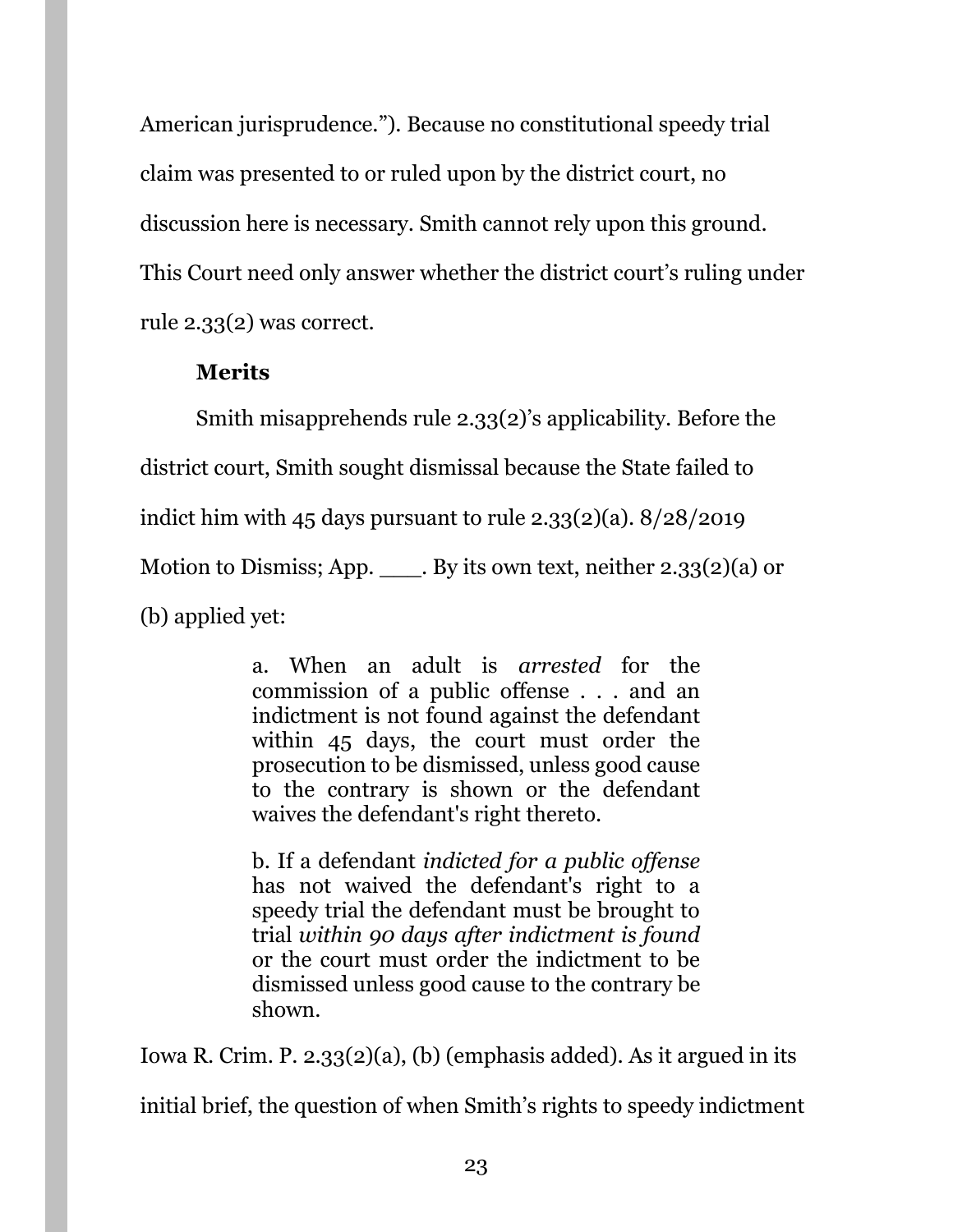American jurisprudence.”). Because no constitutional speedy trial claim was presented to or ruled upon by the district court, no discussion here is necessary. Smith cannot rely upon this ground. This Court need only answer whether the district court’s ruling under rule 2.33(2) was correct.

**Merits**

Smith misapprehends rule 2.33(2)’s applicability. Before the district court, Smith sought dismissal because the State failed to indict him with 45 days pursuant to rule 2.33(2)(a). 8/28/2019 Motion to Dismiss; App. ___. By its own text, neither 2.33(2)(a) or (b) applied yet:

> a. When an adult is *arrested* for the commission of a public offense . . . and an indictment is not found against the defendant within 45 days, the court must order the prosecution to be dismissed, unless good cause to the contrary is shown or the defendant waives the defendant's right thereto.
>
> b. If a defendant *indicted for a public offense* has not waived the defendant's right to a speedy trial the defendant must be brought to trial *within 90 days after indictment is found* or the court must order the indictment to be dismissed unless good cause to the contrary be shown.

Iowa R. Crim. P. 2.33(2)(a), (b) (emphasis added). As it argued in its initial brief, the question of when Smith’s rights to speedy indictment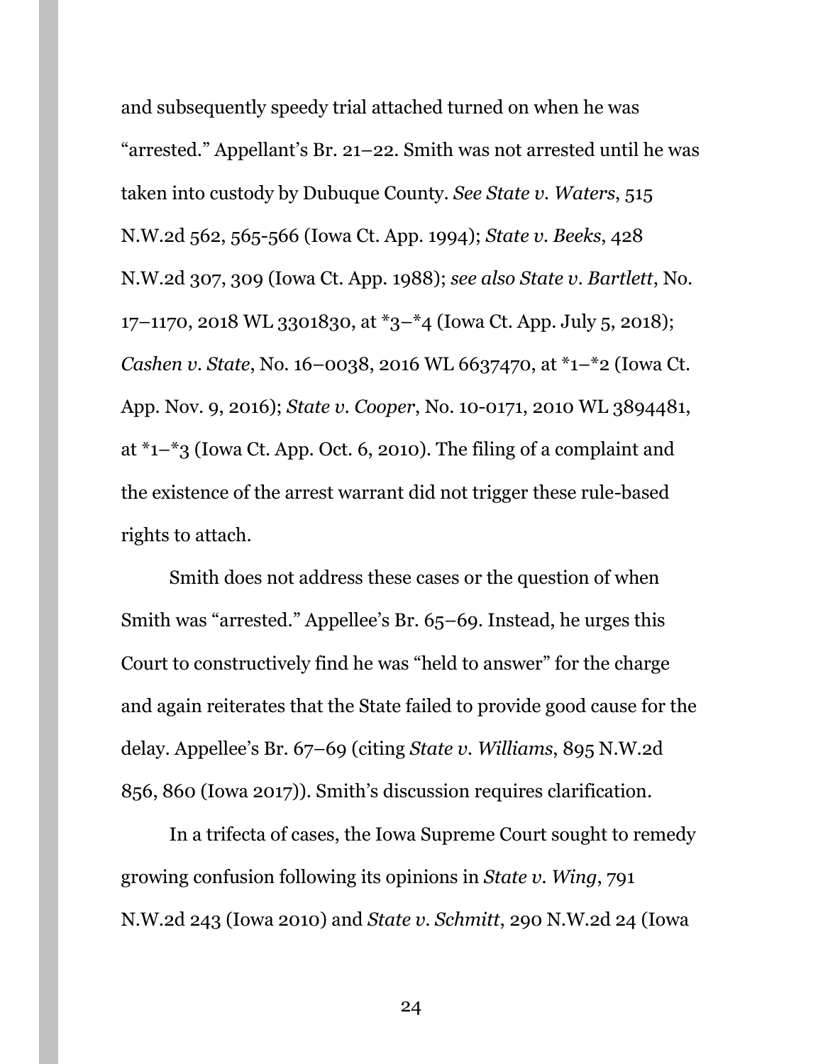and subsequently speedy trial attached turned on when he was "arrested." Appellant's Br. 21–22. Smith was not arrested until he was taken into custody by Dubuque County. *See State v. Waters*, 515 N.W.2d 562, 565-566 (Iowa Ct. App. 1994); *State v. Beeks*, 428 N.W.2d 307, 309 (Iowa Ct. App. 1988); *see also State v. Bartlett*, No. 17–1170, 2018 WL 3301830, at *3–*4 (Iowa Ct. App. July 5, 2018); *Cashen v. State*, No. 16–0038, 2016 WL 6637470, at *1–*2 (Iowa Ct. App. Nov. 9, 2016); *State v. Cooper*, No. 10-0171, 2010 WL 3894481, at *1–*3 (Iowa Ct. App. Oct. 6, 2010). The filing of a complaint and the existence of the arrest warrant did not trigger these rule-based rights to attach.

Smith does not address these cases or the question of when Smith was "arrested." Appellee's Br. 65–69. Instead, he urges this Court to constructively find he was "held to answer" for the charge and again reiterates that the State failed to provide good cause for the delay. Appellee's Br. 67–69 (citing *State v. Williams*, 895 N.W.2d 856, 860 (Iowa 2017)). Smith's discussion requires clarification.

In a trifecta of cases, the Iowa Supreme Court sought to remedy growing confusion following its opinions in *State v. Wing*, 791 N.W.2d 243 (Iowa 2010) and *State v. Schmitt*, 290 N.W.2d 24 (Iowa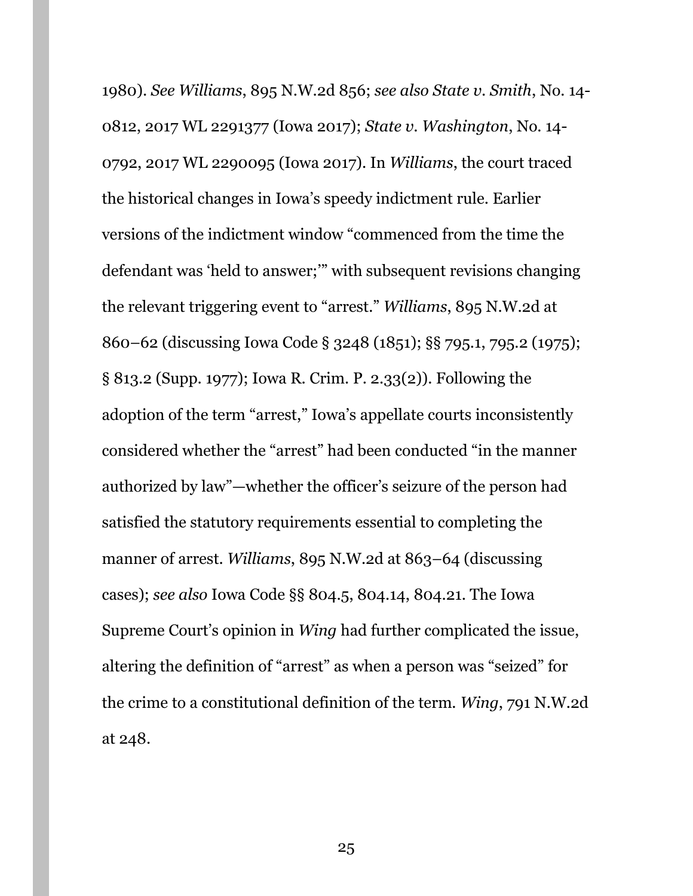1980). *See Williams*, 895 N.W.2d 856; *see also State v. Smith*, No. 14-0812, 2017 WL 2291377 (Iowa 2017); *State v. Washington*, No. 14-0792, 2017 WL 2290095 (Iowa 2017). In *Williams*, the court traced the historical changes in Iowa's speedy indictment rule. Earlier versions of the indictment window "commenced from the time the defendant was 'held to answer;'" with subsequent revisions changing the relevant triggering event to "arrest." *Williams*, 895 N.W.2d at 860–62 (discussing Iowa Code § 3248 (1851); §§ 795.1, 795.2 (1975); § 813.2 (Supp. 1977); Iowa R. Crim. P. 2.33(2)). Following the adoption of the term "arrest," Iowa's appellate courts inconsistently considered whether the "arrest" had been conducted "in the manner authorized by law"—whether the officer's seizure of the person had satisfied the statutory requirements essential to completing the manner of arrest. *Williams*, 895 N.W.2d at 863–64 (discussing cases); *see also* Iowa Code §§ 804.5, 804.14, 804.21. The Iowa Supreme Court's opinion in *Wing* had further complicated the issue, altering the definition of "arrest" as when a person was "seized" for the crime to a constitutional definition of the term. *Wing*, 791 N.W.2d at 248.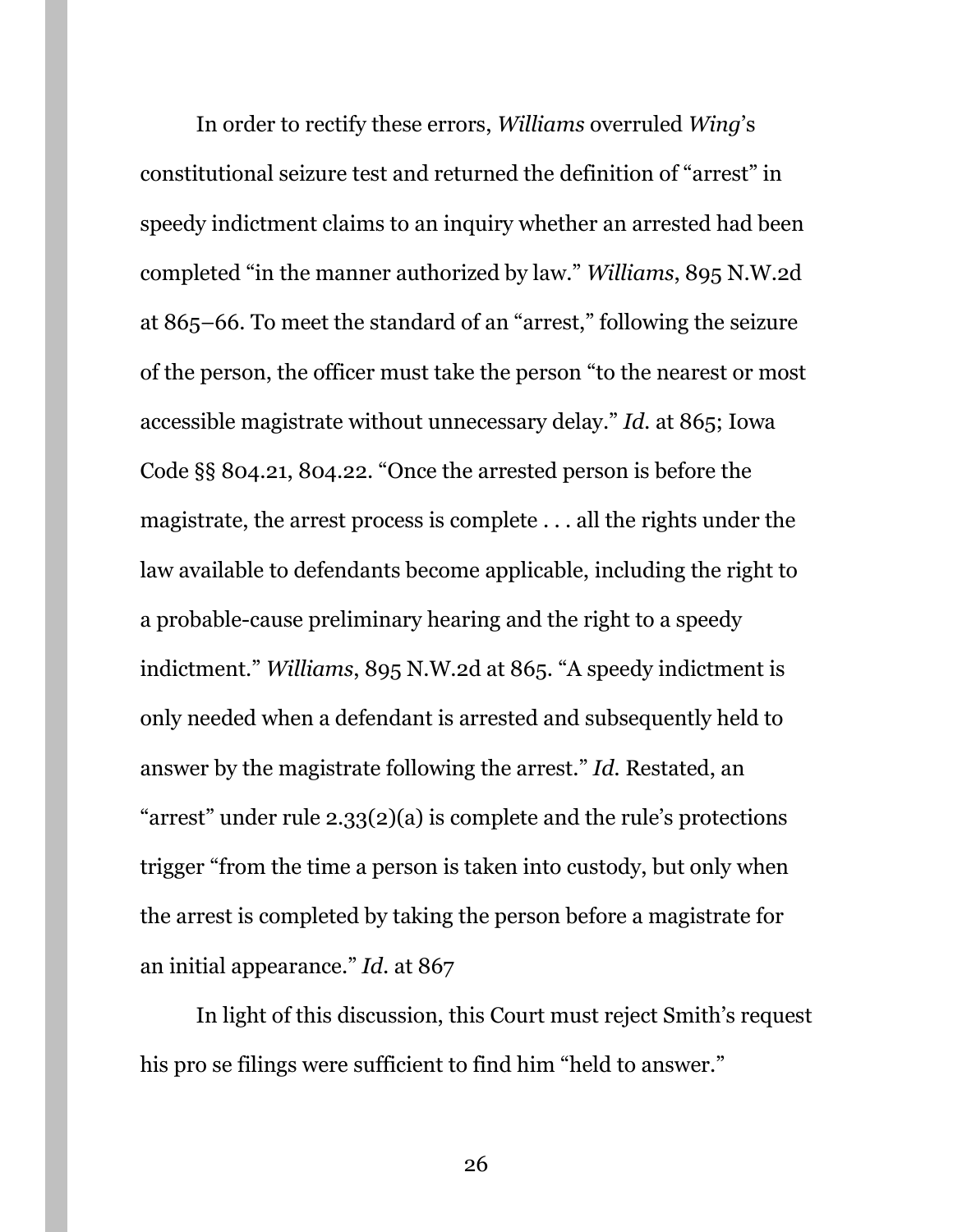In order to rectify these errors, *Williams* overruled *Wing*'s constitutional seizure test and returned the definition of "arrest" in speedy indictment claims to an inquiry whether an arrested had been completed "in the manner authorized by law." *Williams*, 895 N.W.2d at 865–66. To meet the standard of an "arrest," following the seizure of the person, the officer must take the person "to the nearest or most accessible magistrate without unnecessary delay." *Id.* at 865; Iowa Code §§ 804.21, 804.22. "Once the arrested person is before the magistrate, the arrest process is complete . . . all the rights under the law available to defendants become applicable, including the right to a probable-cause preliminary hearing and the right to a speedy indictment." *Williams*, 895 N.W.2d at 865. "A speedy indictment is only needed when a defendant is arrested and subsequently held to answer by the magistrate following the arrest." *Id.* Restated, an "arrest" under rule 2.33(2)(a) is complete and the rule's protections trigger "from the time a person is taken into custody, but only when the arrest is completed by taking the person before a magistrate for an initial appearance." *Id.* at 867

In light of this discussion, this Court must reject Smith's request his pro se filings were sufficient to find him "held to answer."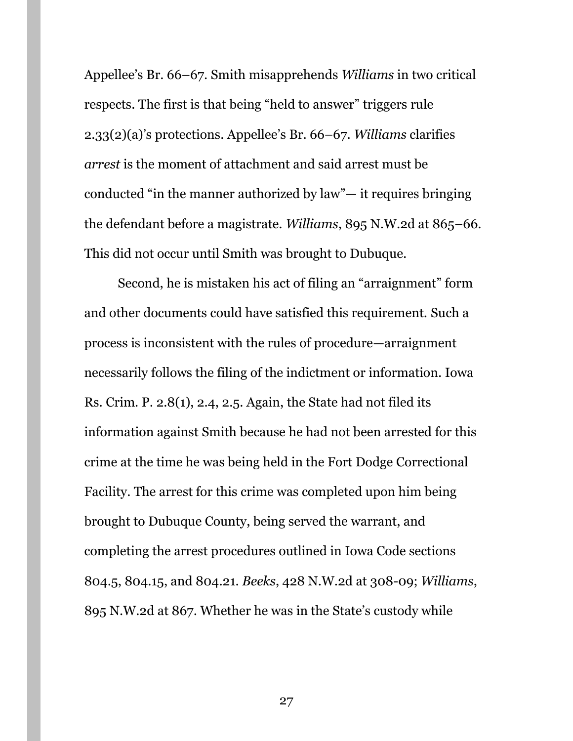Appellee's Br. 66–67. Smith misapprehends *Williams* in two critical respects. The first is that being "held to answer" triggers rule 2.33(2)(a)'s protections. Appellee's Br. 66–67. *Williams* clarifies *arrest* is the moment of attachment and said arrest must be conducted "in the manner authorized by law"— it requires bringing the defendant before a magistrate. *Williams*, 895 N.W.2d at 865–66. This did not occur until Smith was brought to Dubuque.

Second, he is mistaken his act of filing an "arraignment" form and other documents could have satisfied this requirement. Such a process is inconsistent with the rules of procedure—arraignment necessarily follows the filing of the indictment or information. Iowa Rs. Crim. P. 2.8(1), 2.4, 2.5. Again, the State had not filed its information against Smith because he had not been arrested for this crime at the time he was being held in the Fort Dodge Correctional Facility. The arrest for this crime was completed upon him being brought to Dubuque County, being served the warrant, and completing the arrest procedures outlined in Iowa Code sections 804.5, 804.15, and 804.21. *Beeks*, 428 N.W.2d at 308-09; *Williams*, 895 N.W.2d at 867. Whether he was in the State's custody while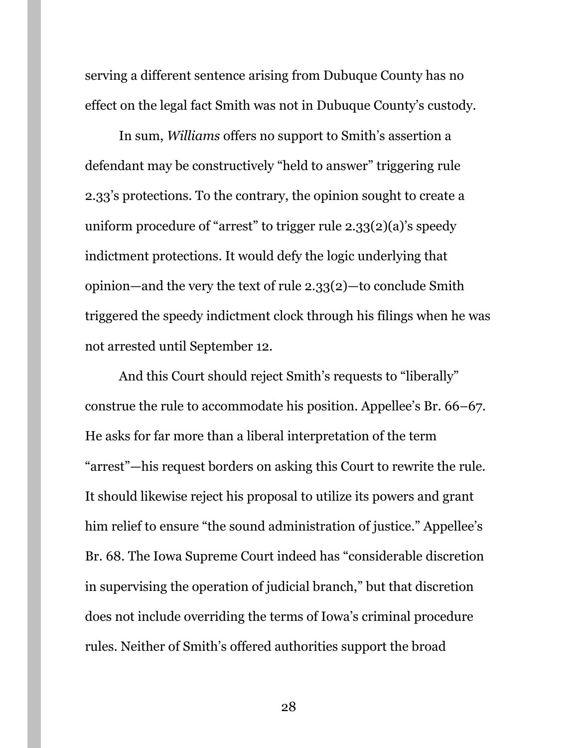serving a different sentence arising from Dubuque County has no effect on the legal fact Smith was not in Dubuque County's custody.

In sum, *Williams* offers no support to Smith's assertion a defendant may be constructively "held to answer" triggering rule 2.33's protections. To the contrary, the opinion sought to create a uniform procedure of "arrest" to trigger rule 2.33(2)(a)'s speedy indictment protections. It would defy the logic underlying that opinion—and the very the text of rule 2.33(2)—to conclude Smith triggered the speedy indictment clock through his filings when he was not arrested until September 12.

And this Court should reject Smith's requests to "liberally" construe the rule to accommodate his position. Appellee's Br. 66–67. He asks for far more than a liberal interpretation of the term "arrest"—his request borders on asking this Court to rewrite the rule. It should likewise reject his proposal to utilize its powers and grant him relief to ensure "the sound administration of justice." Appellee's Br. 68. The Iowa Supreme Court indeed has "considerable discretion in supervising the operation of judicial branch," but that discretion does not include overriding the terms of Iowa's criminal procedure rules. Neither of Smith's offered authorities support the broad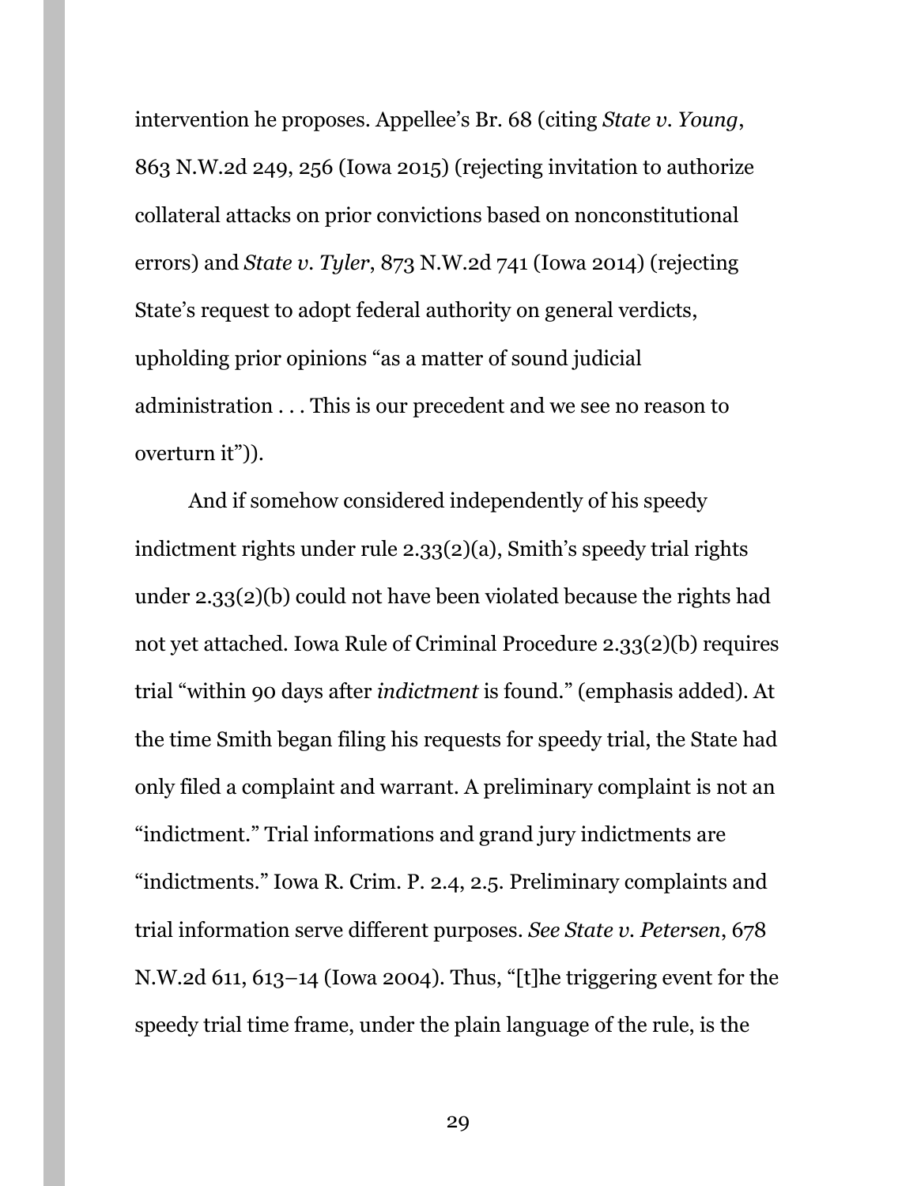intervention he proposes. Appellee's Br. 68 (citing *State v. Young*, 863 N.W.2d 249, 256 (Iowa 2015) (rejecting invitation to authorize collateral attacks on prior convictions based on nonconstitutional errors) and *State v. Tyler*, 873 N.W.2d 741 (Iowa 2014) (rejecting State's request to adopt federal authority on general verdicts, upholding prior opinions "as a matter of sound judicial administration . . . This is our precedent and we see no reason to overturn it")).

And if somehow considered independently of his speedy indictment rights under rule 2.33(2)(a), Smith's speedy trial rights under 2.33(2)(b) could not have been violated because the rights had not yet attached. Iowa Rule of Criminal Procedure 2.33(2)(b) requires trial "within 90 days after *indictment* is found." (emphasis added). At the time Smith began filing his requests for speedy trial, the State had only filed a complaint and warrant. A preliminary complaint is not an "indictment." Trial informations and grand jury indictments are "indictments." Iowa R. Crim. P. 2.4, 2.5. Preliminary complaints and trial information serve different purposes. *See State v. Petersen*, 678 N.W.2d 611, 613–14 (Iowa 2004). Thus, "[t]he triggering event for the speedy trial time frame, under the plain language of the rule, is the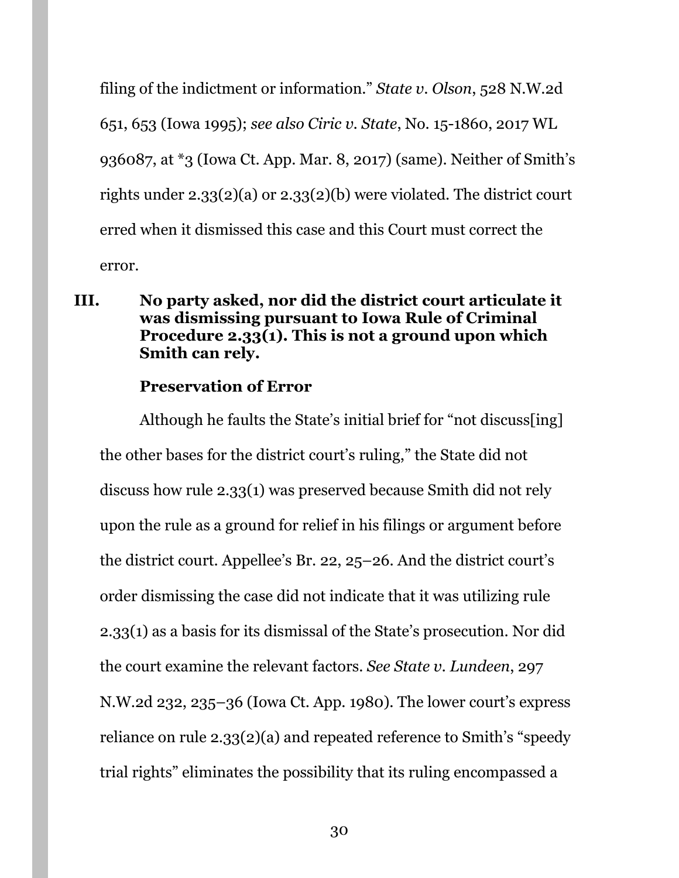filing of the indictment or information." *State v. Olson*, 528 N.W.2d 651, 653 (Iowa 1995); *see also Ciric v. State*, No. 15-1860, 2017 WL 936087, at *3 (Iowa Ct. App. Mar. 8, 2017) (same). Neither of Smith's rights under 2.33(2)(a) or 2.33(2)(b) were violated. The district court erred when it dismissed this case and this Court must correct the error.

## III. No party asked, nor did the district court articulate it was dismissing pursuant to Iowa Rule of Criminal Procedure 2.33(1). This is not a ground upon which Smith can rely.

### Preservation of Error

Although he faults the State's initial brief for "not discuss[ing] the other bases for the district court's ruling," the State did not discuss how rule 2.33(1) was preserved because Smith did not rely upon the rule as a ground for relief in his filings or argument before the district court. Appellee's Br. 22, 25–26. And the district court's order dismissing the case did not indicate that it was utilizing rule 2.33(1) as a basis for its dismissal of the State's prosecution. Nor did the court examine the relevant factors. *See State v. Lundeen*, 297 N.W.2d 232, 235–36 (Iowa Ct. App. 1980). The lower court's express reliance on rule 2.33(2)(a) and repeated reference to Smith's "speedy trial rights" eliminates the possibility that its ruling encompassed a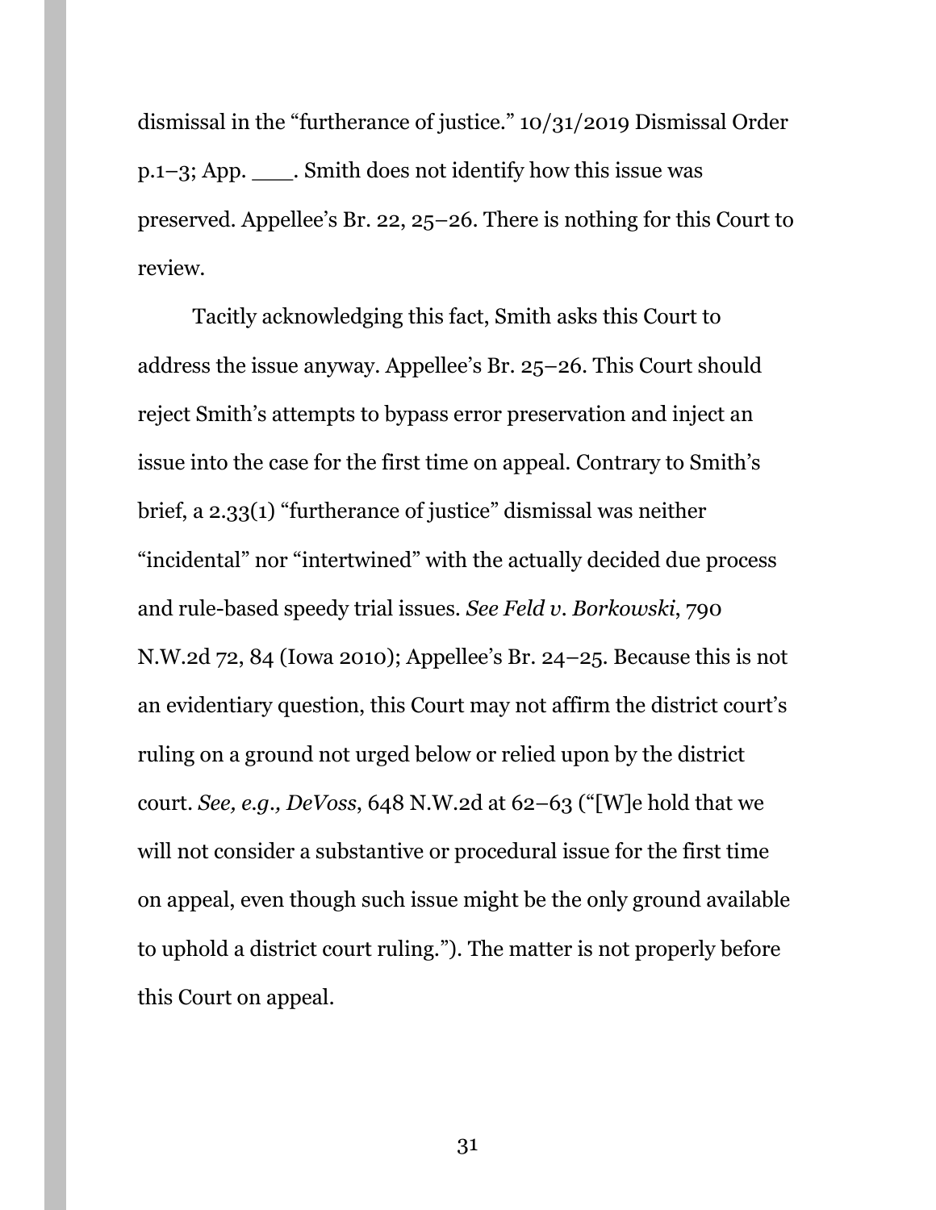dismissal in the "furtherance of justice." 10/31/2019 Dismissal Order p.1–3; App. ___. Smith does not identify how this issue was preserved. Appellee's Br. 22, 25–26. There is nothing for this Court to review.

Tacitly acknowledging this fact, Smith asks this Court to address the issue anyway. Appellee's Br. 25–26. This Court should reject Smith's attempts to bypass error preservation and inject an issue into the case for the first time on appeal. Contrary to Smith's brief, a 2.33(1) "furtherance of justice" dismissal was neither "incidental" nor "intertwined" with the actually decided due process and rule-based speedy trial issues. *See Feld v. Borkowski*, 790 N.W.2d 72, 84 (Iowa 2010); Appellee's Br. 24–25. Because this is not an evidentiary question, this Court may not affirm the district court's ruling on a ground not urged below or relied upon by the district court. *See, e.g., DeVoss*, 648 N.W.2d at 62–63 ("[W]e hold that we will not consider a substantive or procedural issue for the first time on appeal, even though such issue might be the only ground available to uphold a district court ruling."). The matter is not properly before this Court on appeal.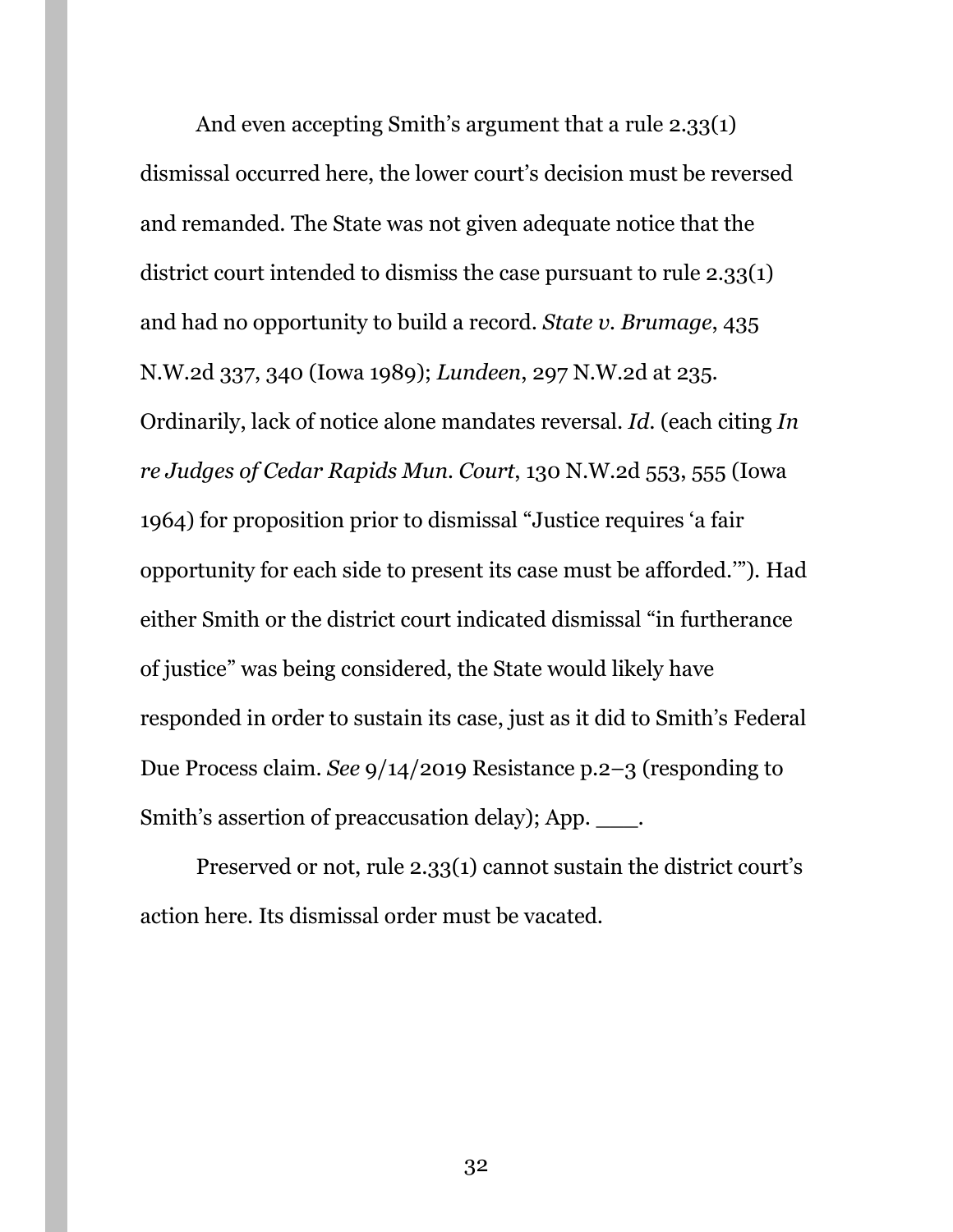And even accepting Smith's argument that a rule 2.33(1) dismissal occurred here, the lower court's decision must be reversed and remanded. The State was not given adequate notice that the district court intended to dismiss the case pursuant to rule 2.33(1) and had no opportunity to build a record. *State v. Brumage*, 435 N.W.2d 337, 340 (Iowa 1989); *Lundeen*, 297 N.W.2d at 235. Ordinarily, lack of notice alone mandates reversal. *Id.* (each citing *In re Judges of Cedar Rapids Mun. Court*, 130 N.W.2d 553, 555 (Iowa 1964) for proposition prior to dismissal "Justice requires 'a fair opportunity for each side to present its case must be afforded.'"). Had either Smith or the district court indicated dismissal "in furtherance of justice" was being considered, the State would likely have responded in order to sustain its case, just as it did to Smith's Federal Due Process claim. *See* 9/14/2019 Resistance p.2–3 (responding to Smith's assertion of preaccusation delay); App. ___.

Preserved or not, rule 2.33(1) cannot sustain the district court's action here. Its dismissal order must be vacated.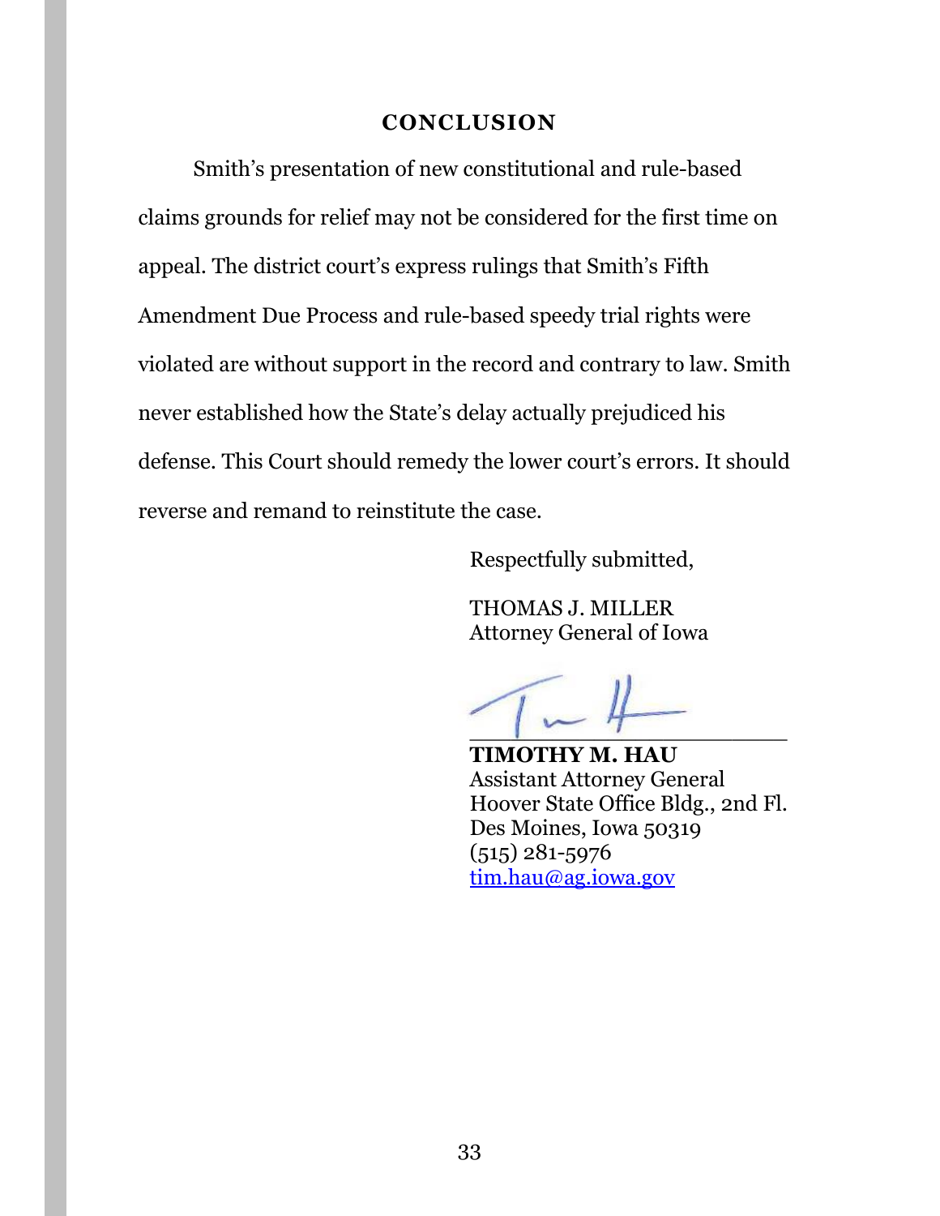## CONCLUSION

Smith's presentation of new constitutional and rule-based claims grounds for relief may not be considered for the first time on appeal. The district court's express rulings that Smith's Fifth Amendment Due Process and rule-based speedy trial rights were violated are without support in the record and contrary to law. Smith never established how the State's delay actually prejudiced his defense. This Court should remedy the lower court's errors. It should reverse and remand to reinstitute the case.

Respectfully submitted,

THOMAS J. MILLER
Attorney General of Iowa

\_\_\_\_\_\_\_\_\_\_\_\_\_\_\_\_\_\_\_\_\_\_\_\_

**TIMOTHY M. HAU**
Assistant Attorney General
Hoover State Office Bldg., 2nd Fl.
Des Moines, Iowa 50319
(515) 281-5976
tim.hau@ag.iowa.gov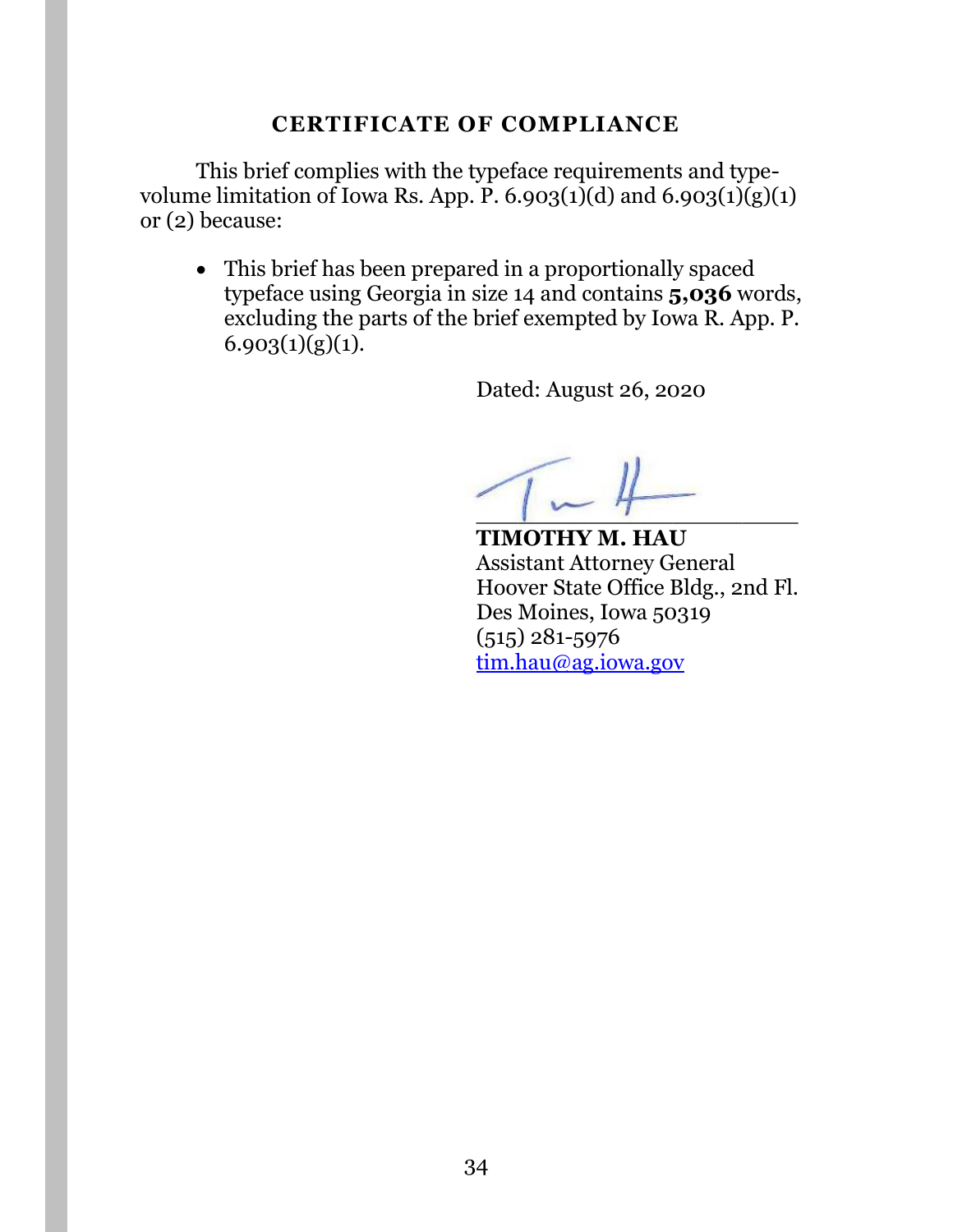## CERTIFICATE OF COMPLIANCE

This brief complies with the typeface requirements and type-volume limitation of Iowa Rs. App. P. 6.903(1)(d) and 6.903(1)(g)(1) or (2) because:

- This brief has been prepared in a proportionally spaced typeface using Georgia in size 14 and contains **5,036** words, excluding the parts of the brief exempted by Iowa R. App. P. 6.903(1)(g)(1).

Dated: August 26, 2020

\_\_\_\_\_\_\_\_\_\_\_\_\_\_\_\_\_\_\_\_\_\_\_\_\_\_

**TIMOTHY M. HAU**
Assistant Attorney General
Hoover State Office Bldg., 2nd Fl.
Des Moines, Iowa 50319
(515) 281-5976
tim.hau@ag.iowa.gov